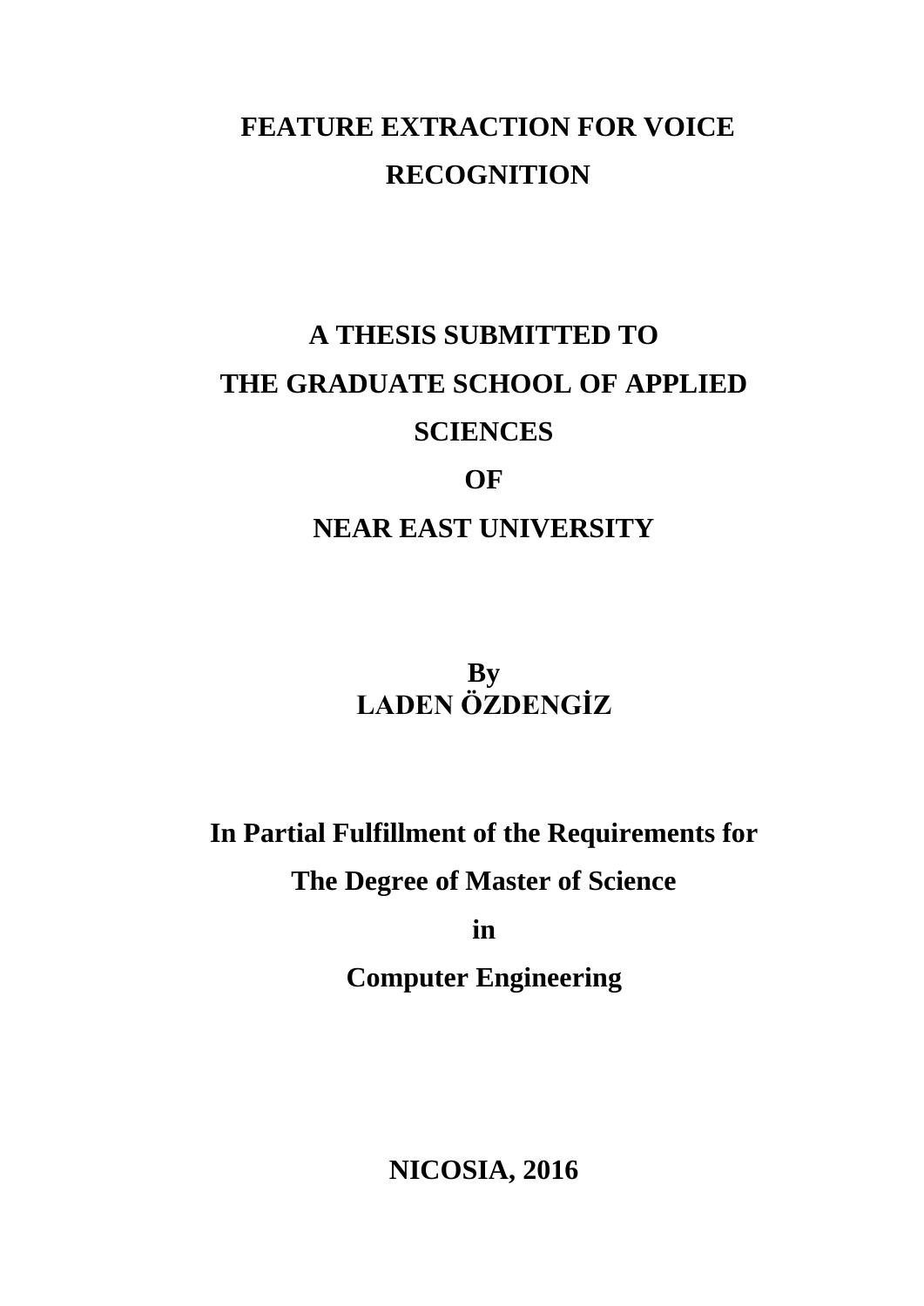# FEATURE EXTRACTION FOR VOICE RECOGNITION

**A THESIS SUBMITTED TO**

**THE GRADUATE SCHOOL OF APPLIED SCIENCES**

**OF**

**NEAR EAST UNIVERSITY**

**By**

**LADEN ÖZDENGİZ**

**In Partial Fulfillment of the Requirements for**

**The Degree of Master of Science**

**in**

**Computer Engineering**

**NICOSIA, 2016**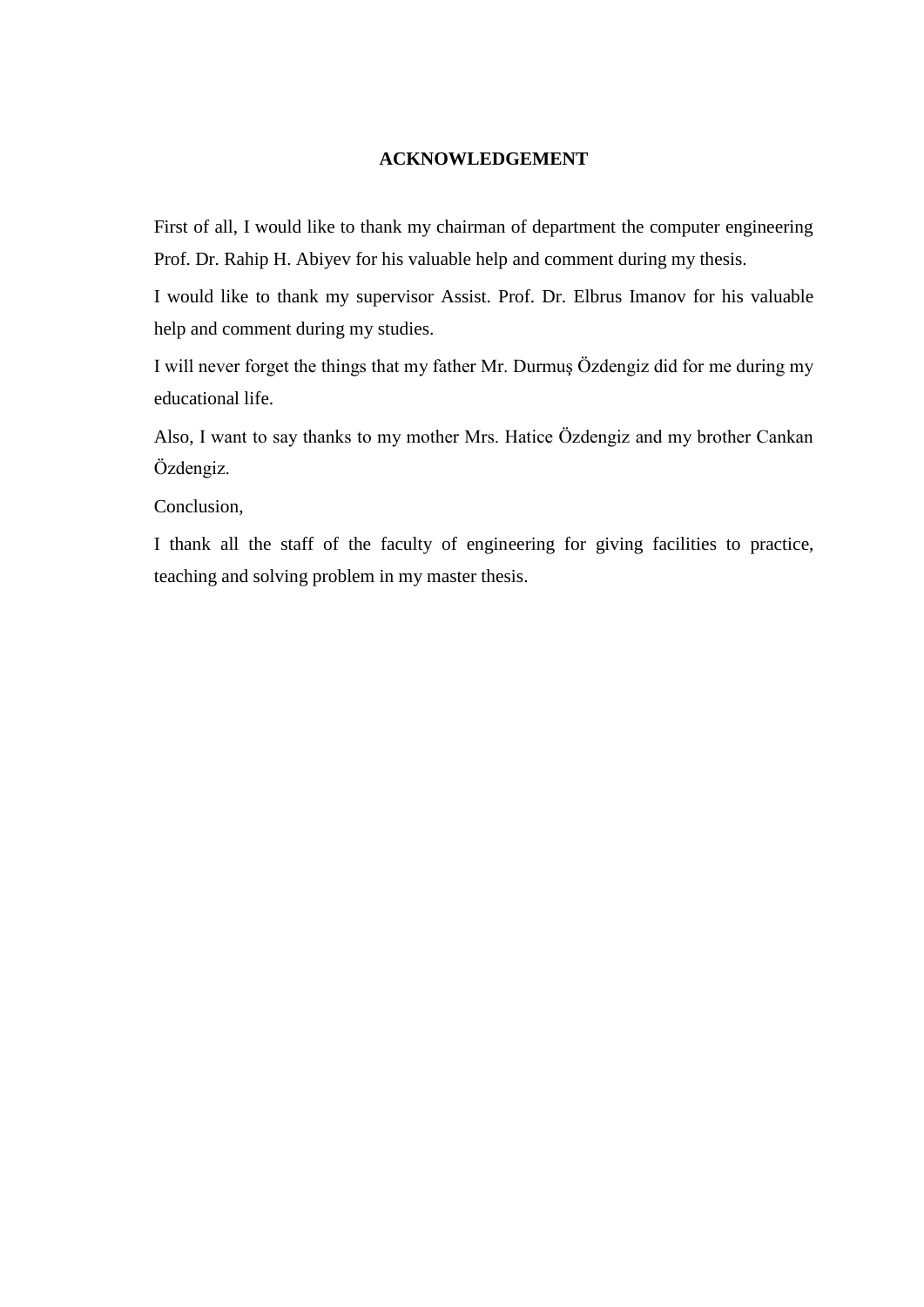# ACKNOWLEDGEMENT

First of all, I would like to thank my chairman of department the computer engineering Prof. Dr. Rahip H. Abiyev for his valuable help and comment during my thesis.

I would like to thank my supervisor Assist. Prof. Dr. Elbrus Imanov for his valuable help and comment during my studies.

I will never forget the things that my father Mr. Durmuş Özdengiz did for me during my educational life.

Also, I want to say thanks to my mother Mrs. Hatice Özdengiz and my brother Cankan Özdengiz.

Conclusion,

I thank all the staff of the faculty of engineering for giving facilities to practice, teaching and solving problem in my master thesis.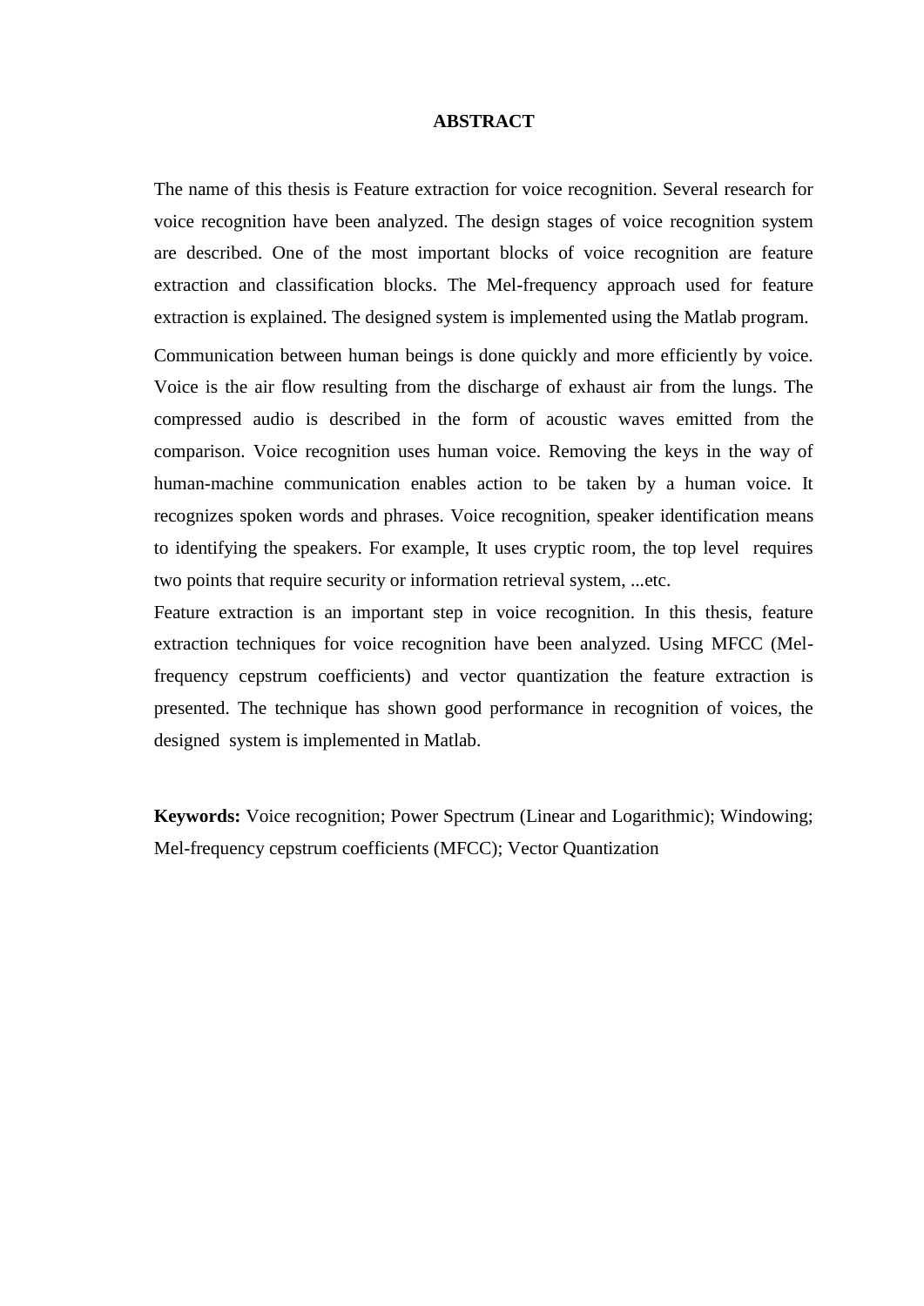# ABSTRACT

The name of this thesis is Feature extraction for voice recognition. Several research for voice recognition have been analyzed. The design stages of voice recognition system are described. One of the most important blocks of voice recognition are feature extraction and classification blocks. The Mel-frequency approach used for feature extraction is explained. The designed system is implemented using the Matlab program.

Communication between human beings is done quickly and more efficiently by voice. Voice is the air flow resulting from the discharge of exhaust air from the lungs. The compressed audio is described in the form of acoustic waves emitted from the comparison. Voice recognition uses human voice. Removing the keys in the way of human-machine communication enables action to be taken by a human voice. It recognizes spoken words and phrases. Voice recognition, speaker identification means to identifying the speakers. For example, It uses cryptic room, the top level requires two points that require security or information retrieval system, ...etc.

Feature extraction is an important step in voice recognition. In this thesis, feature extraction techniques for voice recognition have been analyzed. Using MFCC (Mel-frequency cepstrum coefficients) and vector quantization the feature extraction is presented. The technique has shown good performance in recognition of voices, the designed system is implemented in Matlab.

**Keywords:** Voice recognition; Power Spectrum (Linear and Logarithmic); Windowing; Mel-frequency cepstrum coefficients (MFCC); Vector Quantization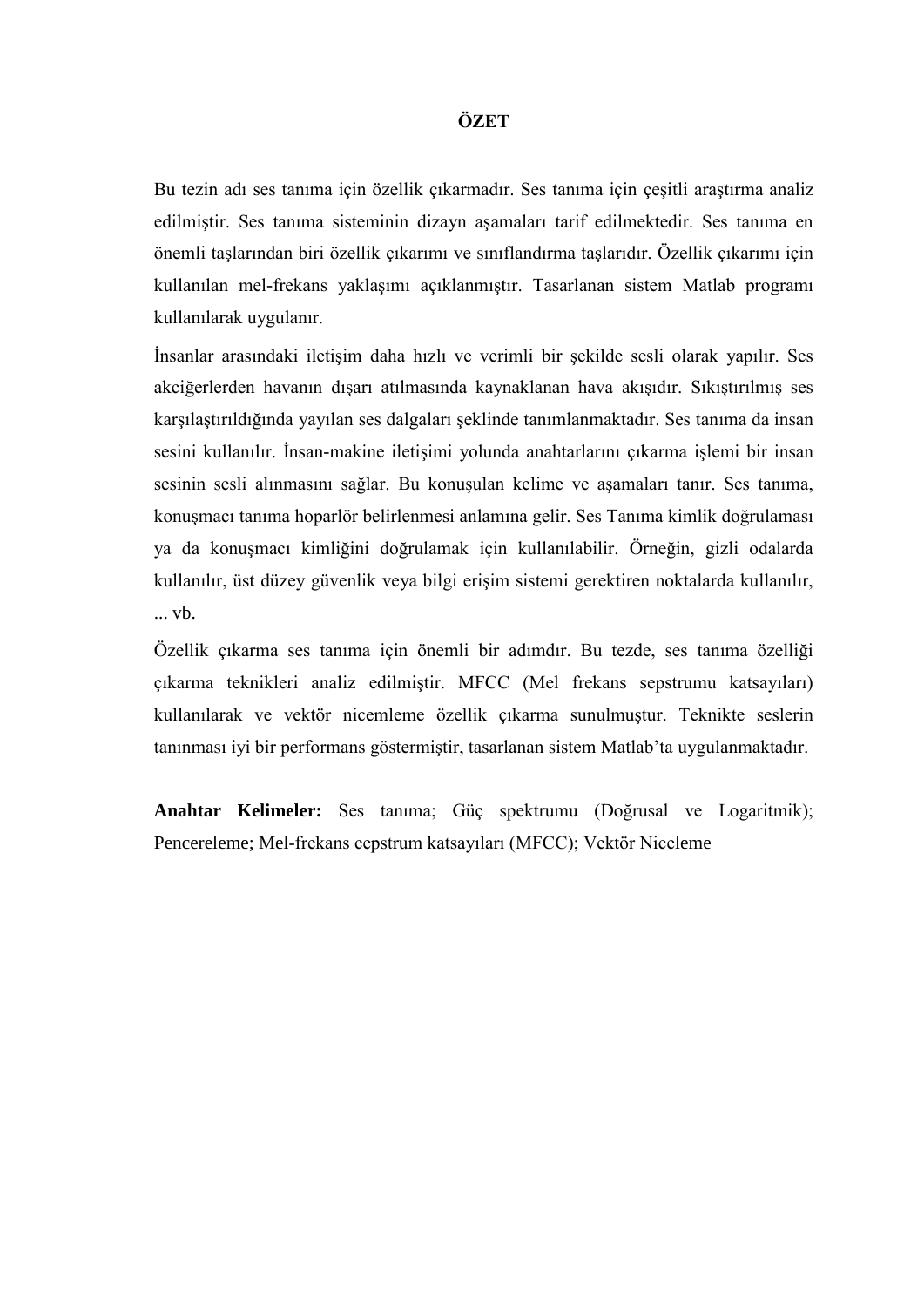# ÖZET

Bu tezin adı ses tanıma için özellik çıkarmadır. Ses tanıma için çeşitli araştırma analiz edilmiştir. Ses tanıma sisteminin dizayn aşamaları tarif edilmektedir. Ses tanıma en önemli taşlarından biri özellik çıkarımı ve sınıflandırma taşlarıdır. Özellik çıkarımı için kullanılan mel-frekans yaklaşımı açıklanmıştır. Tasarlanan sistem Matlab programı kullanılarak uygulanır.

İnsanlar arasındaki iletişim daha hızlı ve verimli bir şekilde sesli olarak yapılır. Ses akciğerlerden havanın dışarı atılmasında kaynaklanan hava akışıdır. Sıkıştırılmış ses karşılaştırıldığında yayılan ses dalgaları şeklinde tanımlanmaktadır. Ses tanıma da insan sesini kullanılır. İnsan-makine iletişimi yolunda anahtarlarını çıkarma işlemi bir insan sesinin sesli alınmasını sağlar. Bu konuşulan kelime ve aşamaları tanır. Ses tanıma, konuşmacı tanıma hoparlör belirlenmesi anlamına gelir. Ses Tanıma kimlik doğrulaması ya da konuşmacı kimliğini doğrulamak için kullanılabilir. Örneğin, gizli odalarda kullanılır, üst düzey güvenlik veya bilgi erişim sistemi gerektiren noktalarda kullanılır, ... vb.

Özellik çıkarma ses tanıma için önemli bir adımdır. Bu tezde, ses tanıma özelliği çıkarma teknikleri analiz edilmiştir. MFCC (Mel frekans sepstrumu katsayıları) kullanılarak ve vektör nicemleme özellik çıkarma sunulmuştur. Teknikte seslerin tanınması iyi bir performans göstermiştir, tasarlanan sistem Matlab'ta uygulanmaktadır.

**Anahtar Kelimeler:** Ses tanıma; Güç spektrumu (Doğrusal ve Logaritmik); Pencereleme; Mel-frekans cepstrum katsayıları (MFCC); Vektör Niceleme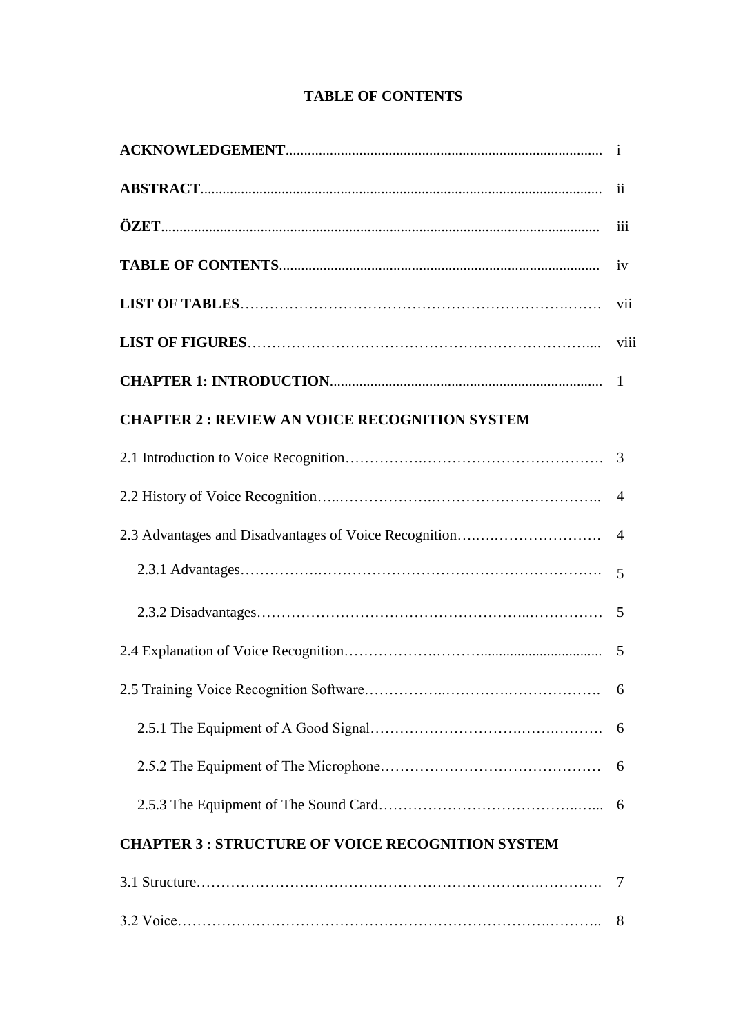# TABLE OF CONTENTS

| | |
|---|---|
| **ACKNOWLEDGEMENT** | i |
| **ABSTRACT** | ii |
| **ÖZET** | iii |
| **TABLE OF CONTENTS** | iv |
| **LIST OF TABLES** | vii |
| **LIST OF FIGURES** | viii |
| **CHAPTER 1: INTRODUCTION** | 1 |
| **CHAPTER 2 : REVIEW AN VOICE RECOGNITION SYSTEM** | |
| 2.1 Introduction to Voice Recognition | 3 |
| 2.2 History of Voice Recognition | 4 |
| 2.3 Advantages and Disadvantages of Voice Recognition | 4 |
| 2.3.1 Advantages | 5 |
| 2.3.2 Disadvantages | 5 |
| 2.4 Explanation of Voice Recognition | 5 |
| 2.5 Training Voice Recognition Software | 6 |
| 2.5.1 The Equipment of A Good Signal | 6 |
| 2.5.2 The Equipment of The Microphone | 6 |
| 2.5.3 The Equipment of The Sound Card | 6 |
| **CHAPTER 3 : STRUCTURE OF VOICE RECOGNITION SYSTEM** | |
| 3.1 Structure | 7 |
| 3.2 Voice | 8 |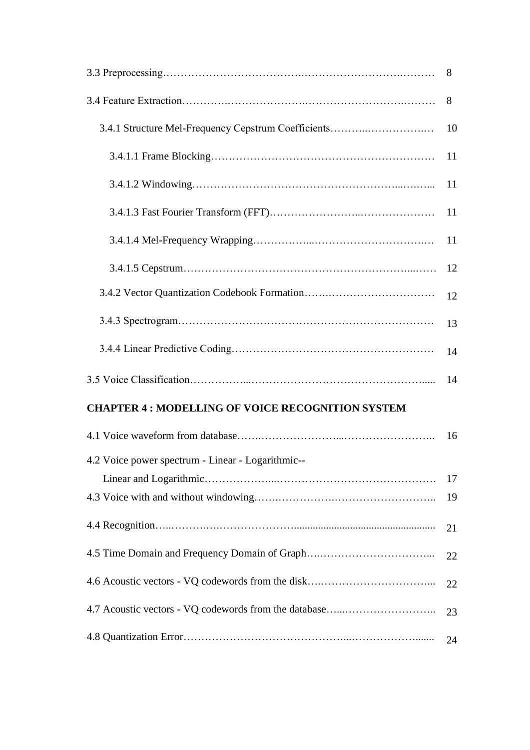3.3 Preprocessing………………………………….……………………….……… 8

3.4 Feature Extraction………….…………………….…………………………….……… 8

3.4.1 Structure Mel-Frequency Cepstrum Coefficients………..…………….… 10

3.4.1.1 Frame Blocking……………………………………………………… 11

3.4.1.2 Windowing……………………………………………….....…..…... 11

3.4.1.3 Fast Fourier Transform (FFT)……………………..………………… 11

3.4.1.4 Mel-Frequency Wrapping……………...…………………………..… 11

3.4.1.5 Cepstrum……………………………………………………....…… 12

3.4.2 Vector Quantization Codebook Formation…….………………………… 12

3.4.3 Spectrogram……………………………………………………………… 13

3.4.4 Linear Predictive Coding………………………………………………… 14

3.5 Voice Classification……………...…………………………………………..... 14

**CHAPTER 4 : MODELLING OF VOICE RECOGNITION SYSTEM**

4.1 Voice waveform from database…….…………………....…………………….. 16

4.2 Voice power spectrum - Linear - Logarithmic--
Linear and Logarithmic………………...……………………………………… 17

4.3 Voice with and without windowing…….…………….……………………….. 19

4.4 Recognition…..………….………………….................................................... 21

4.5 Time Domain and Frequency Domain of Graph….…………………………... 22

4.6 Acoustic vectors - VQ codewords from the disk….…………………………... 22

4.7 Acoustic vectors - VQ codewords from the database…...…………………….. 23

4.8 Quantization Error……………………………………..………………....... 24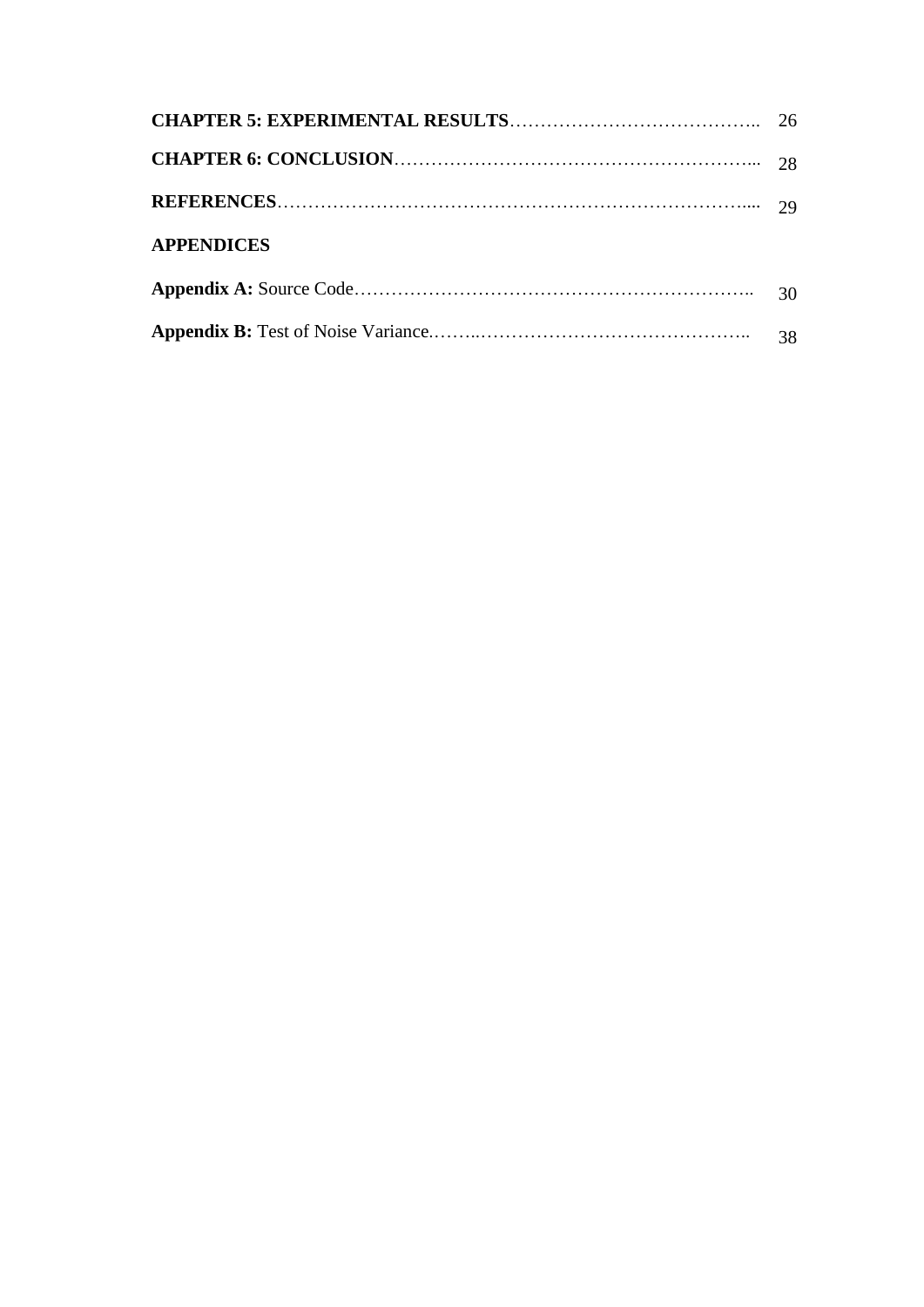**CHAPTER 5: EXPERIMENTAL RESULTS**………………………………….. 26

**CHAPTER 6: CONCLUSION**…………………………………………………... 28

**REFERENCES**…………………………………………………………………….... 29

**APPENDICES**

**Appendix A:** Source Code……………………………………………………….. 30

**Appendix B:** Test of Noise Variance.……..…………………………………….. 38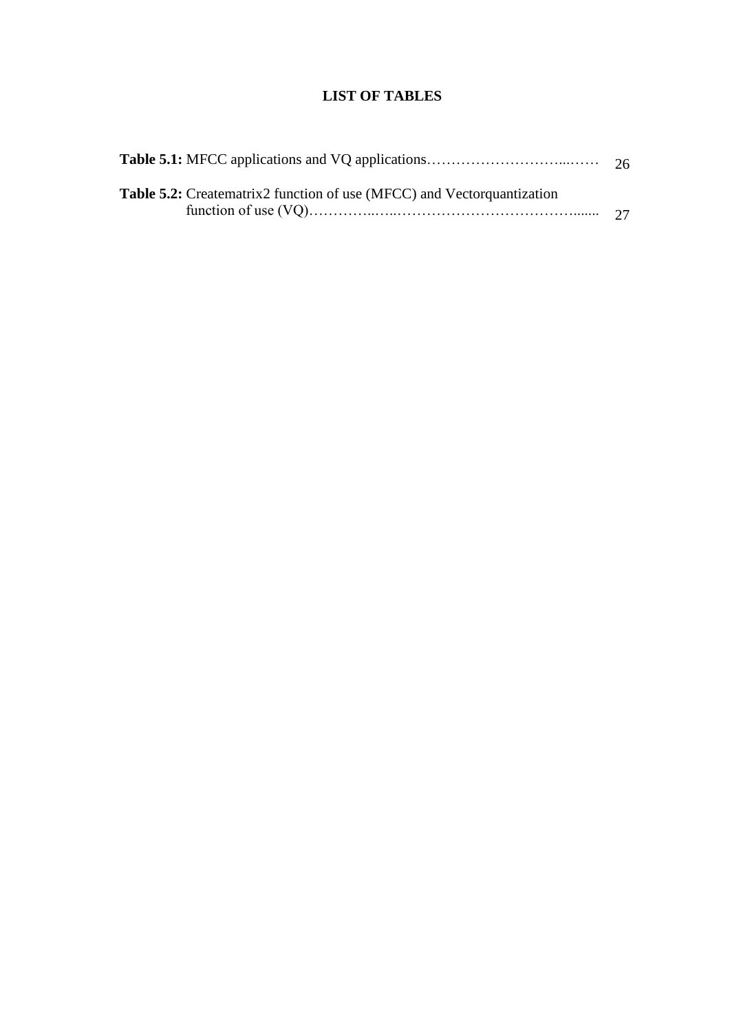# LIST OF TABLES

**Table 5.1:** MFCC applications and VQ applications…………………………...…… 26

**Table 5.2:** Creatematrix2 function of use (MFCC) and Vectorquantization function of use (VQ)…………..…..………………………………....... 27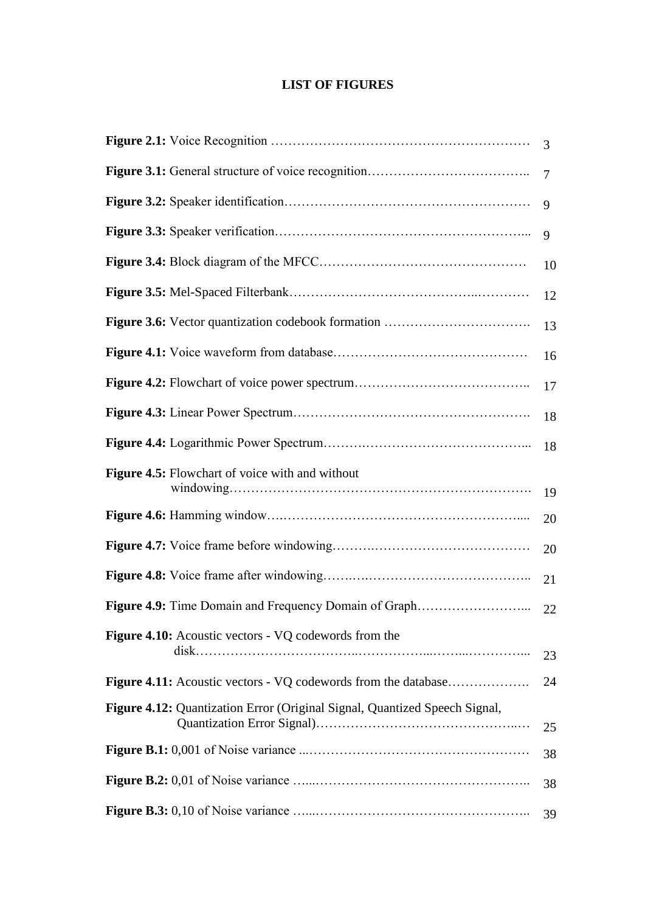# LIST OF FIGURES

| | |
|---|---|
| **Figure 2.1:** Voice Recognition | 3 |
| **Figure 3.1:** General structure of voice recognition | 7 |
| **Figure 3.2:** Speaker identification | 9 |
| **Figure 3.3:** Speaker verification | 9 |
| **Figure 3.4:** Block diagram of the MFCC | 10 |
| **Figure 3.5:** Mel-Spaced Filterbank | 12 |
| **Figure 3.6:** Vector quantization codebook formation | 13 |
| **Figure 4.1:** Voice waveform from database | 16 |
| **Figure 4.2:** Flowchart of voice power spectrum | 17 |
| **Figure 4.3:** Linear Power Spectrum | 18 |
| **Figure 4.4:** Logarithmic Power Spectrum | 18 |
| **Figure 4.5:** Flowchart of voice with and without windowing | 19 |
| **Figure 4.6:** Hamming window | 20 |
| **Figure 4.7:** Voice frame before windowing | 20 |
| **Figure 4.8:** Voice frame after windowing | 21 |
| **Figure 4.9:** Time Domain and Frequency Domain of Graph | 22 |
| **Figure 4.10:** Acoustic vectors - VQ codewords from the disk | 23 |
| **Figure 4.11:** Acoustic vectors - VQ codewords from the database | 24 |
| **Figure 4.12:** Quantization Error (Original Signal, Quantized Speech Signal, Quantization Error Signal) | 25 |
| **Figure B.1:** 0,001 of Noise variance | 38 |
| **Figure B.2:** 0,01 of Noise variance | 38 |
| **Figure B.3:** 0,10 of Noise variance | 39 |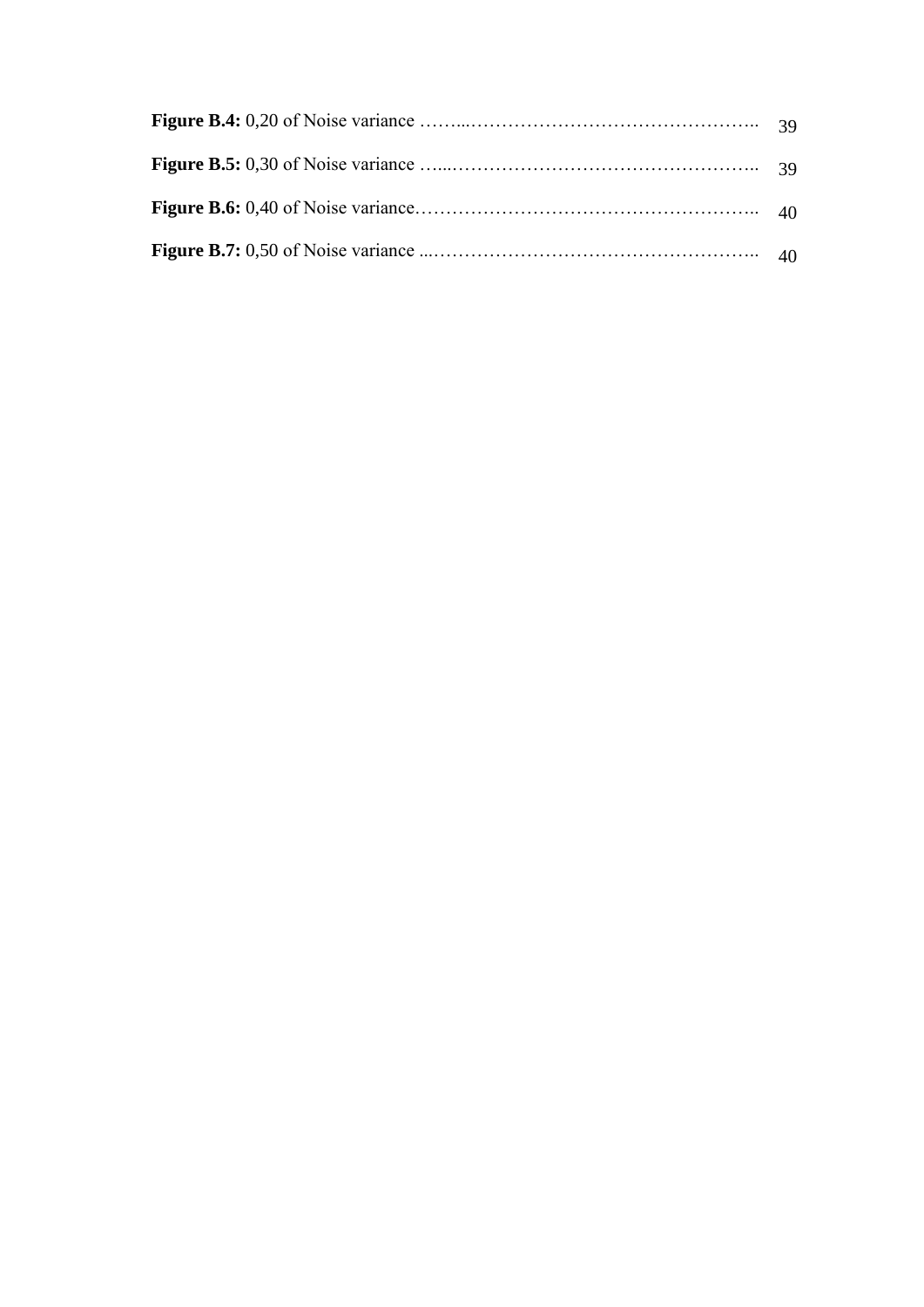**Figure B.4:** 0,20 of Noise variance ……...……………………………………….. 39

**Figure B.5:** 0,30 of Noise variance …...………………………………………….. 39

**Figure B.6:** 0,40 of Noise variance……………………………………………….. 40

**Figure B.7:** 0,50 of Noise variance ...…………………………………………….. 40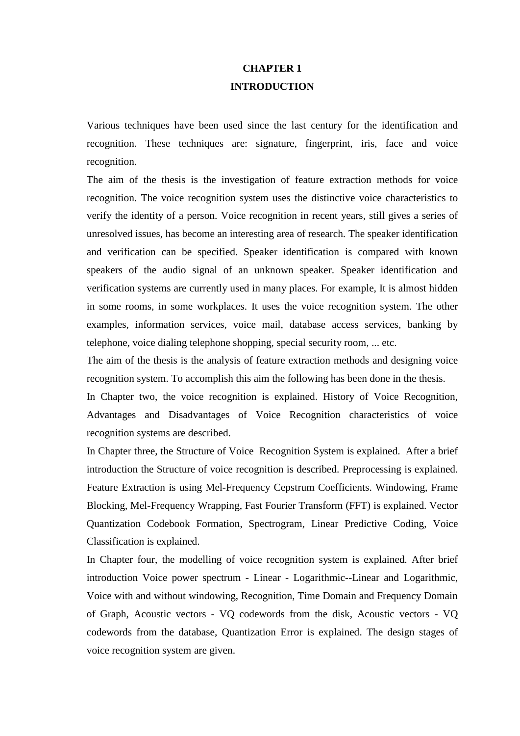# CHAPTER 1
# INTRODUCTION

Various techniques have been used since the last century for the identification and recognition. These techniques are: signature, fingerprint, iris, face and voice recognition.

The aim of the thesis is the investigation of feature extraction methods for voice recognition. The voice recognition system uses the distinctive voice characteristics to verify the identity of a person. Voice recognition in recent years, still gives a series of unresolved issues, has become an interesting area of research. The speaker identification and verification can be specified. Speaker identification is compared with known speakers of the audio signal of an unknown speaker. Speaker identification and verification systems are currently used in many places. For example, It is almost hidden in some rooms, in some workplaces. It uses the voice recognition system. The other examples, information services, voice mail, database access services, banking by telephone, voice dialing telephone shopping, special security room, ... etc.

The aim of the thesis is the analysis of feature extraction methods and designing voice recognition system. To accomplish this aim the following has been done in the thesis.

In Chapter two, the voice recognition is explained. History of Voice Recognition, Advantages and Disadvantages of Voice Recognition characteristics of voice recognition systems are described.

In Chapter three, the Structure of Voice Recognition System is explained. After a brief introduction the Structure of voice recognition is described. Preprocessing is explained. Feature Extraction is using Mel-Frequency Cepstrum Coefficients. Windowing, Frame Blocking, Mel-Frequency Wrapping, Fast Fourier Transform (FFT) is explained. Vector Quantization Codebook Formation, Spectrogram, Linear Predictive Coding, Voice Classification is explained.

In Chapter four, the modelling of voice recognition system is explained. After brief introduction Voice power spectrum - Linear - Logarithmic--Linear and Logarithmic, Voice with and without windowing, Recognition, Time Domain and Frequency Domain of Graph, Acoustic vectors - VQ codewords from the disk, Acoustic vectors - VQ codewords from the database, Quantization Error is explained. The design stages of voice recognition system are given.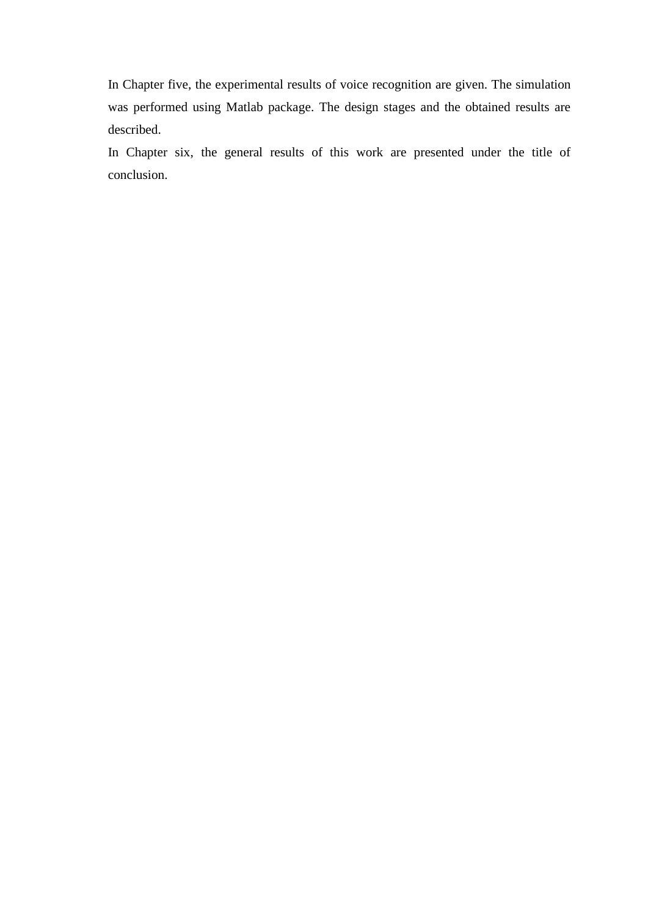In Chapter five, the experimental results of voice recognition are given. The simulation was performed using Matlab package. The design stages and the obtained results are described.

In Chapter six, the general results of this work are presented under the title of conclusion.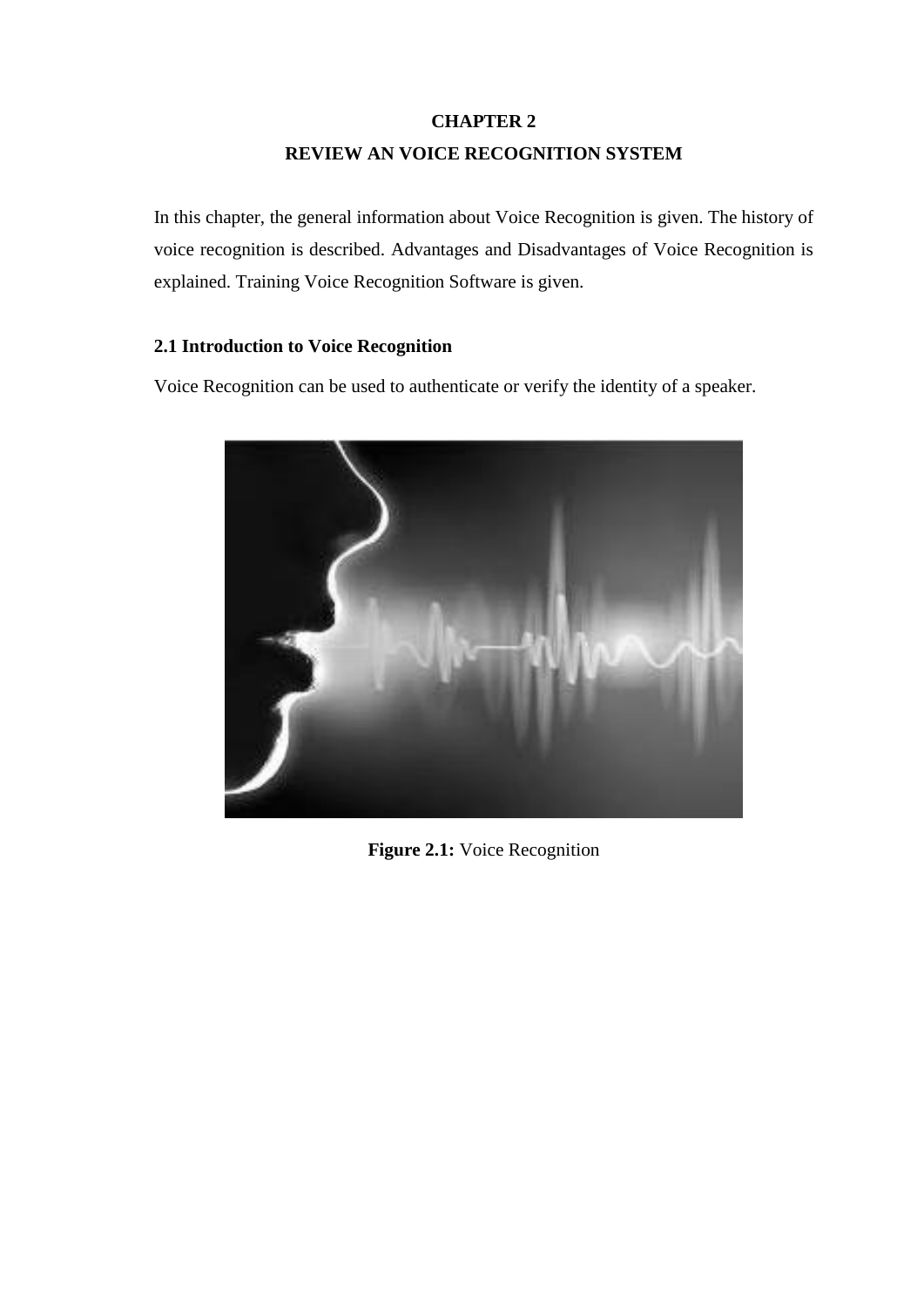# CHAPTER 2

# REVIEW AN VOICE RECOGNITION SYSTEM

In this chapter, the general information about Voice Recognition is given. The history of voice recognition is described. Advantages and Disadvantages of Voice Recognition is explained. Training Voice Recognition Software is given.

## 2.1 Introduction to Voice Recognition

Voice Recognition can be used to authenticate or verify the identity of a speaker.

**Figure 2.1:** Voice Recognition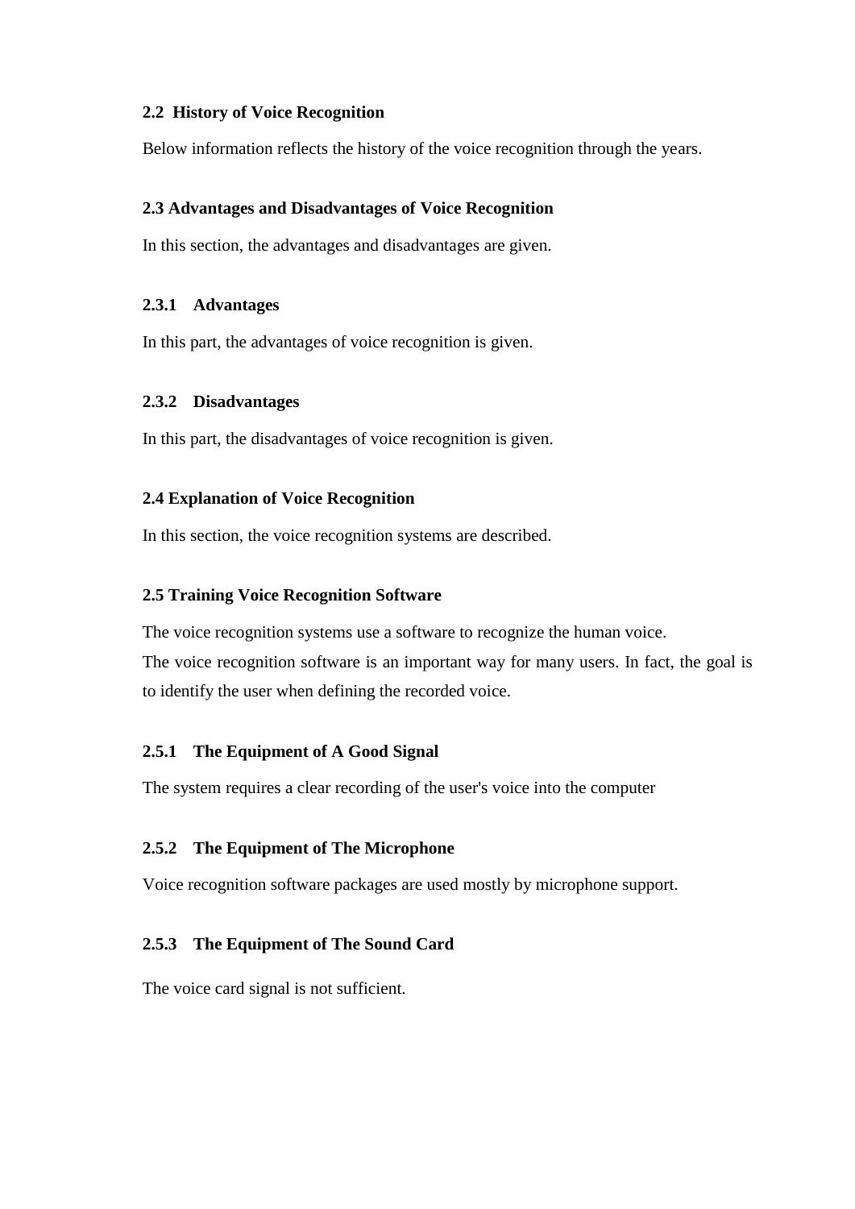## 2.2 History of Voice Recognition

Below information reflects the history of the voice recognition through the years.

## 2.3 Advantages and Disadvantages of Voice Recognition

In this section, the advantages and disadvantages are given.

### 2.3.1 Advantages

In this part, the advantages of voice recognition is given.

### 2.3.2 Disadvantages

In this part, the disadvantages of voice recognition is given.

## 2.4 Explanation of Voice Recognition

In this section, the voice recognition systems are described.

## 2.5 Training Voice Recognition Software

The voice recognition systems use a software to recognize the human voice.
The voice recognition software is an important way for many users. In fact, the goal is to identify the user when defining the recorded voice.

### 2.5.1 The Equipment of A Good Signal

The system requires a clear recording of the user's voice into the computer

### 2.5.2 The Equipment of The Microphone

Voice recognition software packages are used mostly by microphone support.

### 2.5.3 The Equipment of The Sound Card

The voice card signal is not sufficient.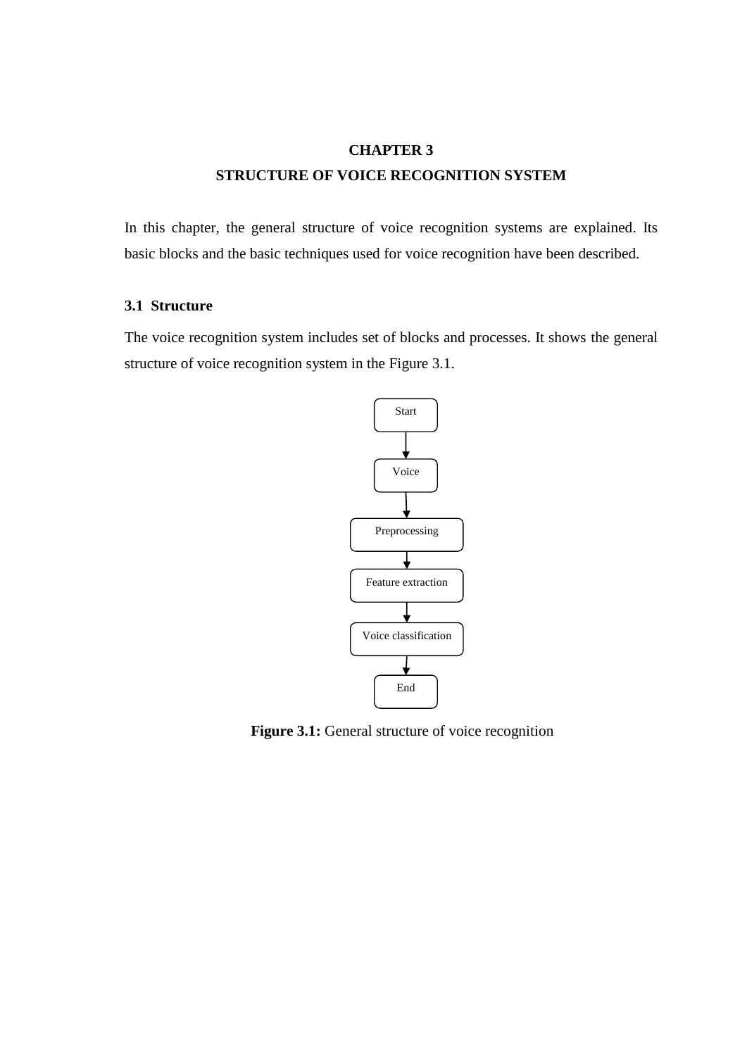# CHAPTER 3

# STRUCTURE OF VOICE RECOGNITION SYSTEM

In this chapter, the general structure of voice recognition systems are explained. Its basic blocks and the basic techniques used for voice recognition have been described.

## 3.1 Structure

The voice recognition system includes set of blocks and processes. It shows the general structure of voice recognition system in the Figure 3.1.

Start

Voice

Preprocessing

Feature extraction

Voice classification

End

**Figure 3.1:** General structure of voice recognition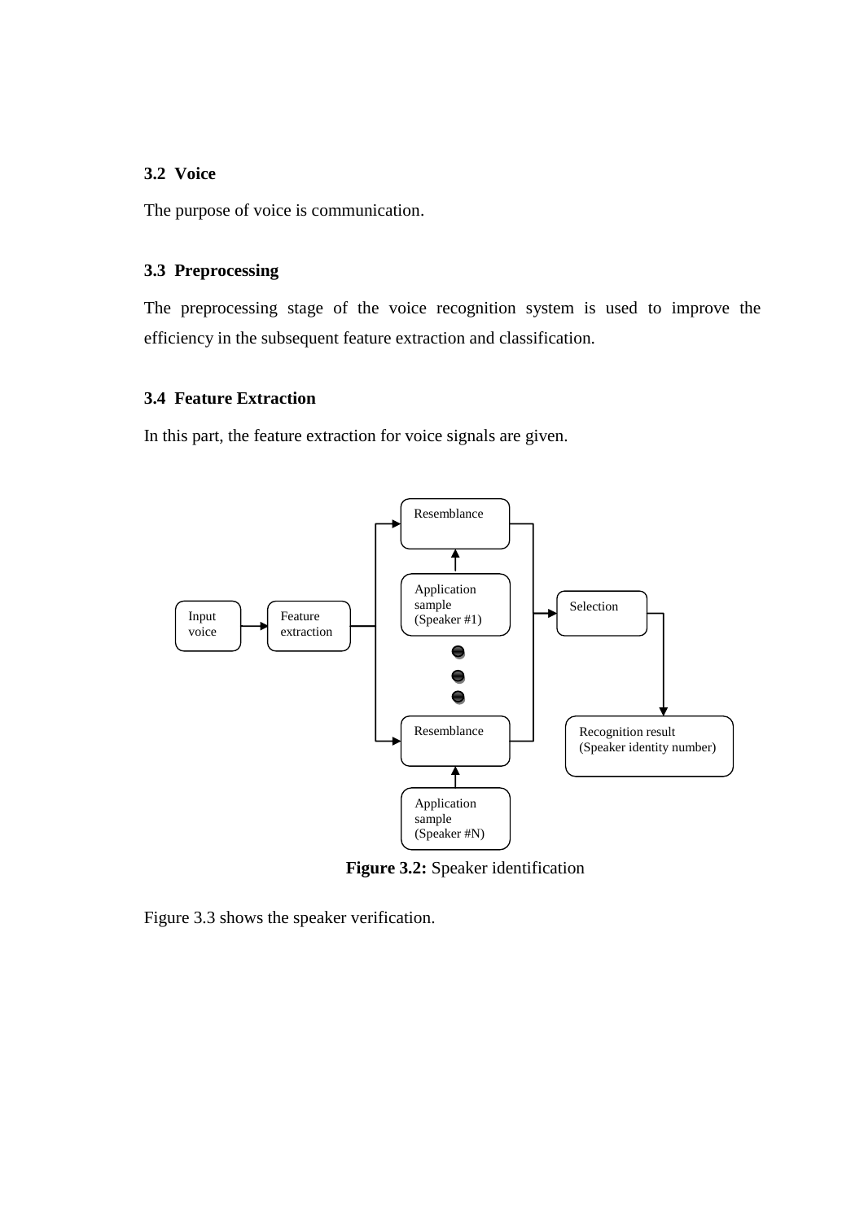### 3.2 Voice

The purpose of voice is communication.

### 3.3 Preprocessing

The preprocessing stage of the voice recognition system is used to improve the efficiency in the subsequent feature extraction and classification.

### 3.4 Feature Extraction

In this part, the feature extraction for voice signals are given.

**Figure 3.2:** Speaker identification

Figure 3.3 shows the speaker verification.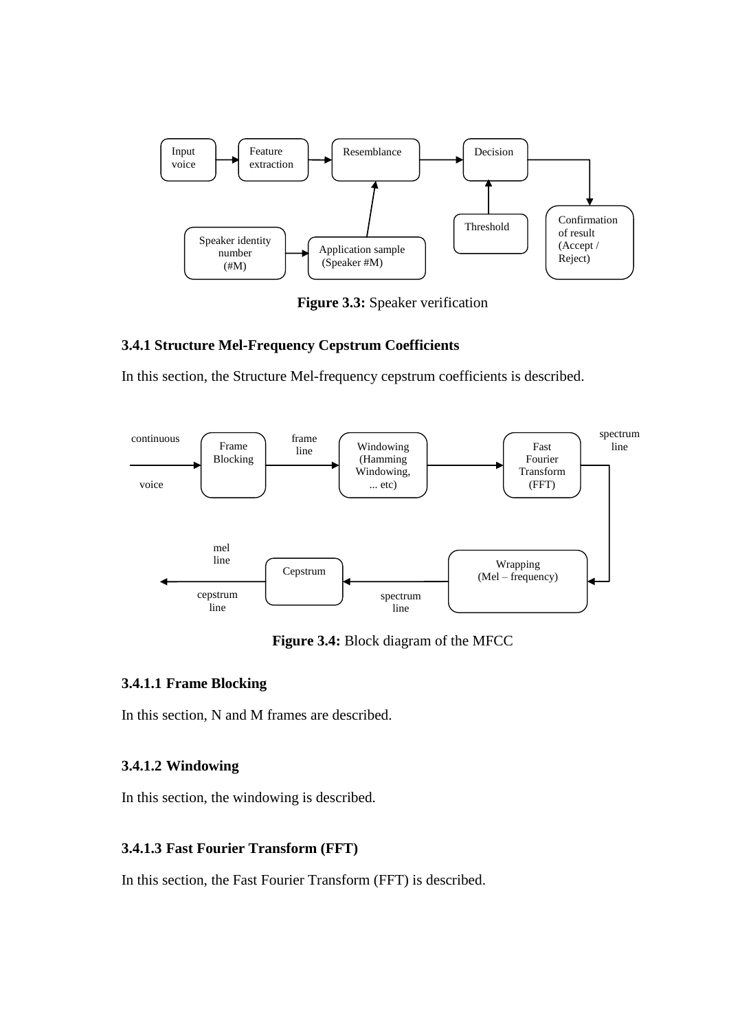Figure 3.3: Speaker verification

### 3.4.1 Structure Mel-Frequency Cepstrum Coefficients

In this section, the Structure Mel-frequency cepstrum coefficients is described.

**Figure 3.4:** Block diagram of the MFCC

#### 3.4.1.1 Frame Blocking

In this section, N and M frames are described.

#### 3.4.1.2 Windowing

In this section, the windowing is described.

#### 3.4.1.3 Fast Fourier Transform (FFT)

In this section, the Fast Fourier Transform (FFT) is described.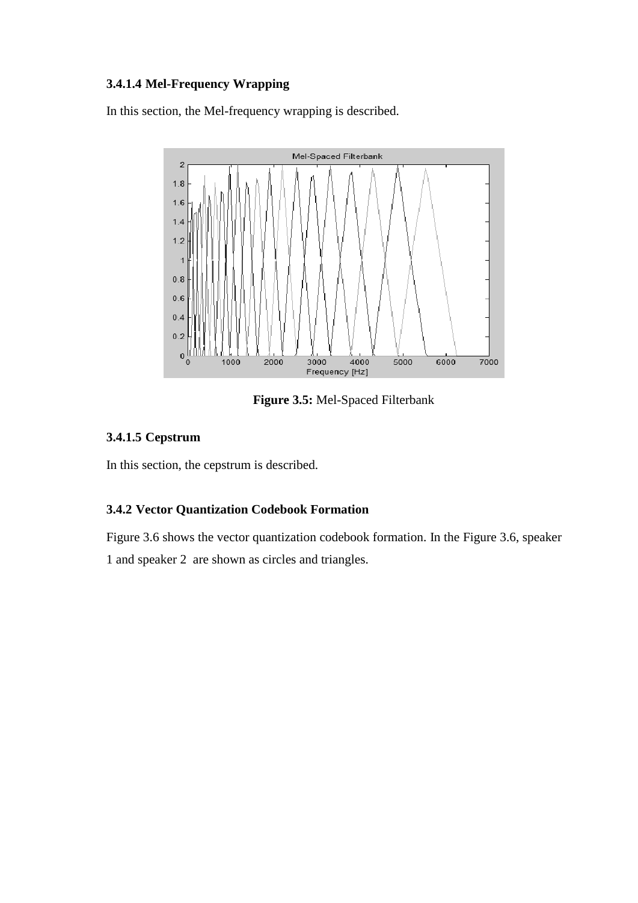#### 3.4.1.4 Mel-Frequency Wrapping

In this section, the Mel-frequency wrapping is described.

**Figure 3.5:** Mel-Spaced Filterbank

#### 3.4.1.5 Cepstrum

In this section, the cepstrum is described.

### 3.4.2 Vector Quantization Codebook Formation

Figure 3.6 shows the vector quantization codebook formation. In the Figure 3.6, speaker 1 and speaker 2 are shown as circles and triangles.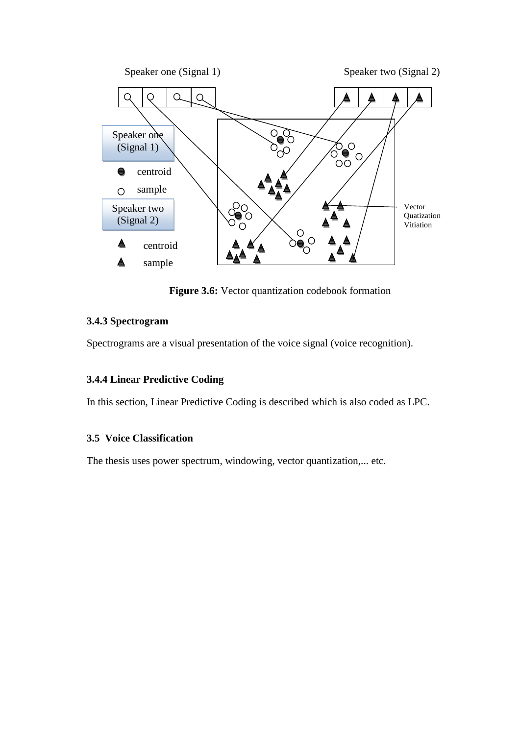**Figure 3.6:** Vector quantization codebook formation

### 3.4.3 Spectrogram

Spectrograms are a visual presentation of the voice signal (voice recognition).

### 3.4.4 Linear Predictive Coding

In this section, Linear Predictive Coding is described which is also coded as LPC.

## 3.5 Voice Classification

The thesis uses power spectrum, windowing, vector quantization,... etc.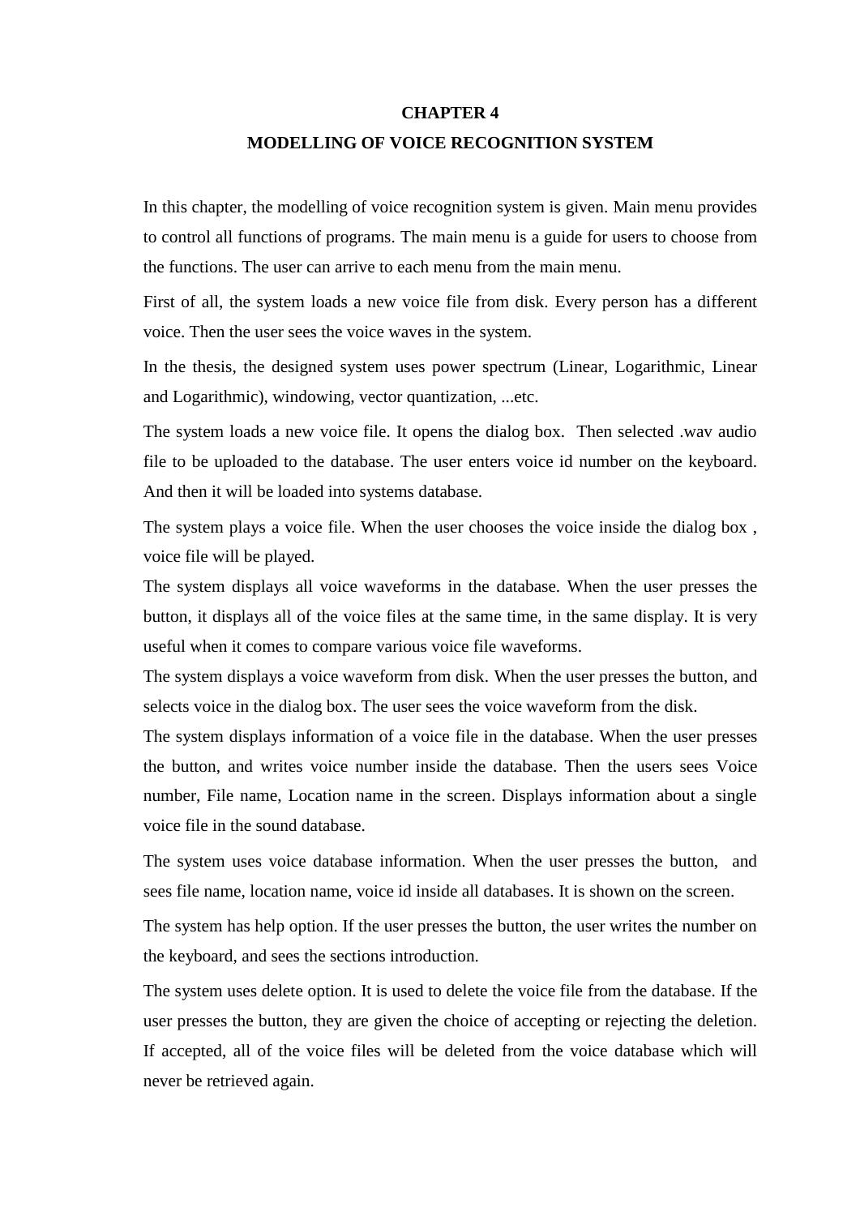# CHAPTER 4

# MODELLING OF VOICE RECOGNITION SYSTEM

In this chapter, the modelling of voice recognition system is given. Main menu provides to control all functions of programs. The main menu is a guide for users to choose from the functions. The user can arrive to each menu from the main menu.

First of all, the system loads a new voice file from disk. Every person has a different voice. Then the user sees the voice waves in the system.

In the thesis, the designed system uses power spectrum (Linear, Logarithmic, Linear and Logarithmic), windowing, vector quantization, ...etc.

The system loads a new voice file. It opens the dialog box. Then selected .wav audio file to be uploaded to the database. The user enters voice id number on the keyboard. And then it will be loaded into systems database.

The system plays a voice file. When the user chooses the voice inside the dialog box , voice file will be played.

The system displays all voice waveforms in the database. When the user presses the button, it displays all of the voice files at the same time, in the same display. It is very useful when it comes to compare various voice file waveforms.

The system displays a voice waveform from disk. When the user presses the button, and selects voice in the dialog box. The user sees the voice waveform from the disk.

The system displays information of a voice file in the database. When the user presses the button, and writes voice number inside the database. Then the users sees Voice number, File name, Location name in the screen. Displays information about a single voice file in the sound database.

The system uses voice database information. When the user presses the button, and sees file name, location name, voice id inside all databases. It is shown on the screen.

The system has help option. If the user presses the button, the user writes the number on the keyboard, and sees the sections introduction.

The system uses delete option. It is used to delete the voice file from the database. If the user presses the button, they are given the choice of accepting or rejecting the deletion. If accepted, all of the voice files will be deleted from the voice database which will never be retrieved again.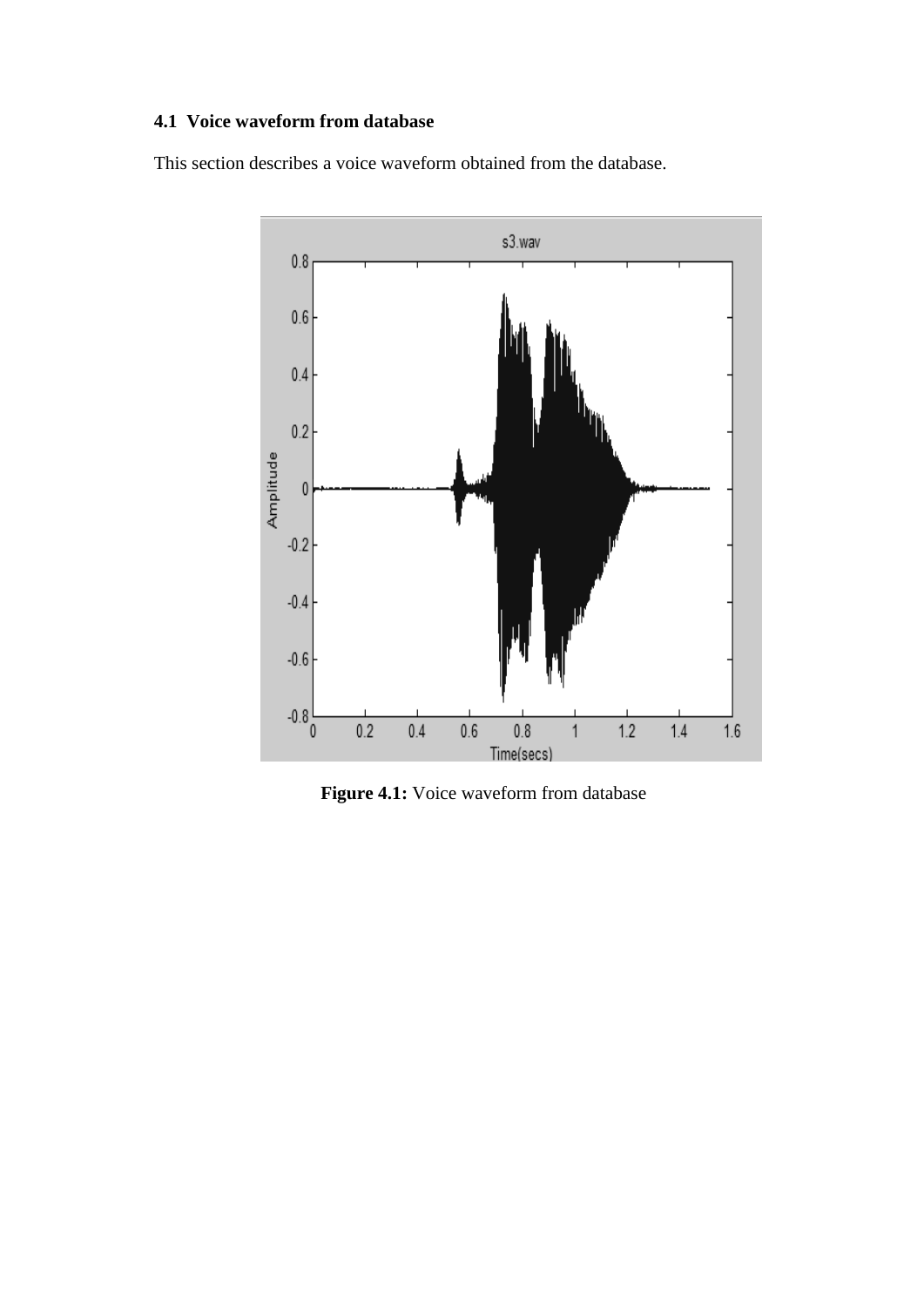### 4.1 Voice waveform from database

This section describes a voice waveform obtained from the database.

**Figure 4.1:** Voice waveform from database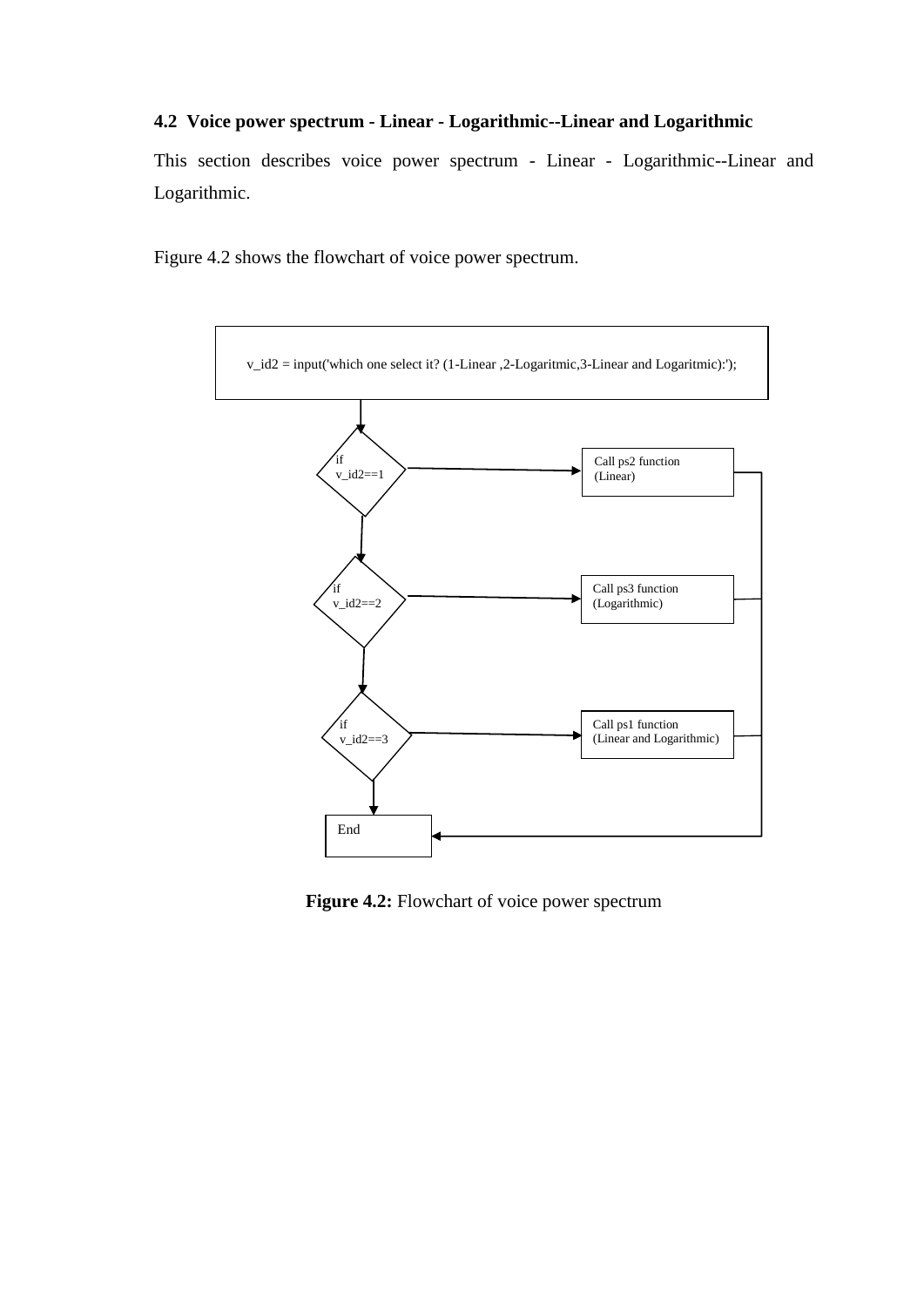### 4.2 Voice power spectrum - Linear - Logarithmic--Linear and Logarithmic

This section describes voice power spectrum - Linear - Logarithmic--Linear and Logarithmic.

Figure 4.2 shows the flowchart of voice power spectrum.

v_id2 = input('which one select it? (1-Linear ,2-Logaritmic,3-Linear and Logaritmic):');

if v_id2==1

Call ps2 function (Linear)

if v_id2==2

Call ps3 function (Logarithmic)

if v_id2==3

Call ps1 function (Linear and Logarithmic)

End

**Figure 4.2:** Flowchart of voice power spectrum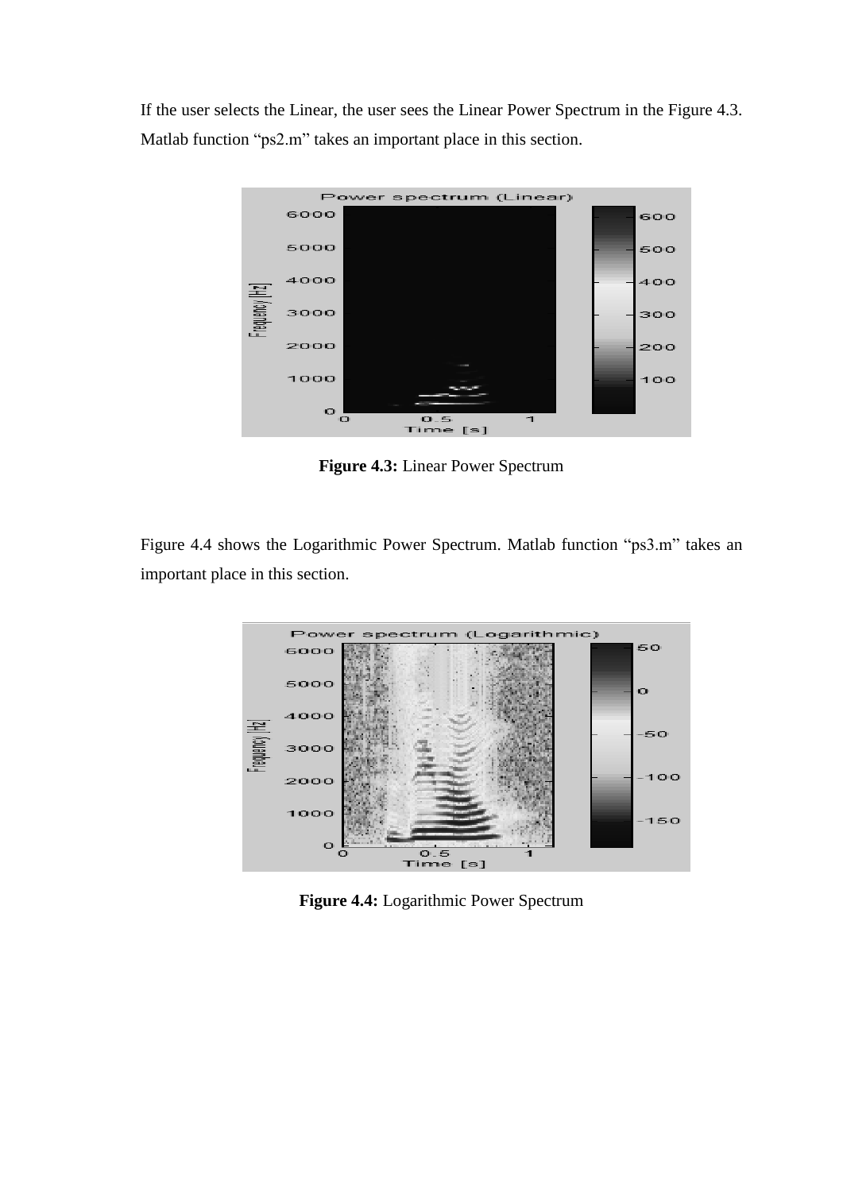If the user selects the Linear, the user sees the Linear Power Spectrum in the Figure 4.3. Matlab function "ps2.m" takes an important place in this section.

**Figure 4.3:** Linear Power Spectrum

Figure 4.4 shows the Logarithmic Power Spectrum. Matlab function "ps3.m" takes an important place in this section.

**Figure 4.4:** Logarithmic Power Spectrum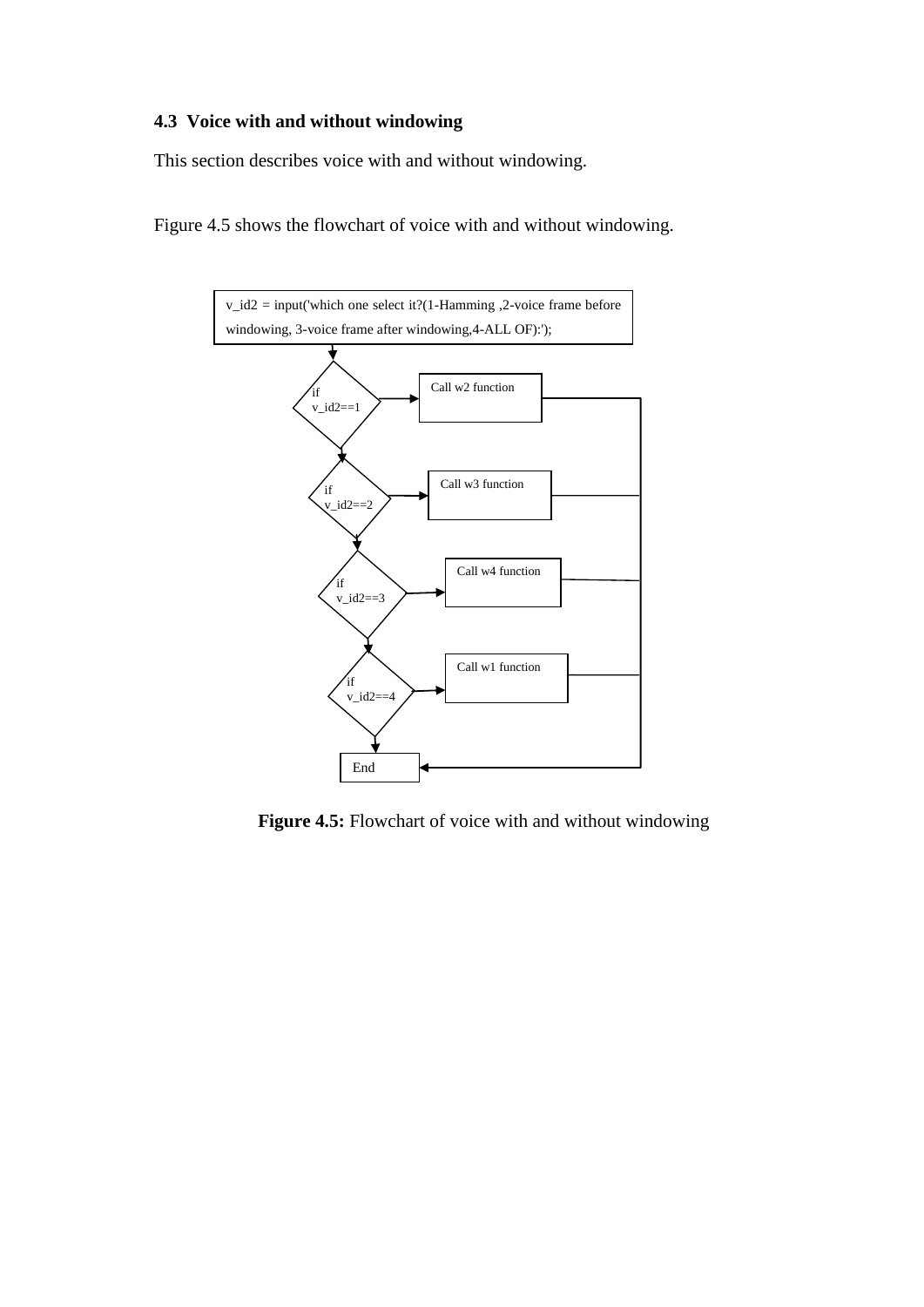### 4.3 Voice with and without windowing

This section describes voice with and without windowing.

Figure 4.5 shows the flowchart of voice with and without windowing.

v_id2 = input('which one select it?(1-Hamming ,2-voice frame before windowing, 3-voice frame after windowing,4-ALL OF):');

if v_id2==1

Call w2 function

if v_id2==2

Call w3 function

if v_id2==3

Call w4 function

if v_id2==4

Call w1 function

End

**Figure 4.5:** Flowchart of voice with and without windowing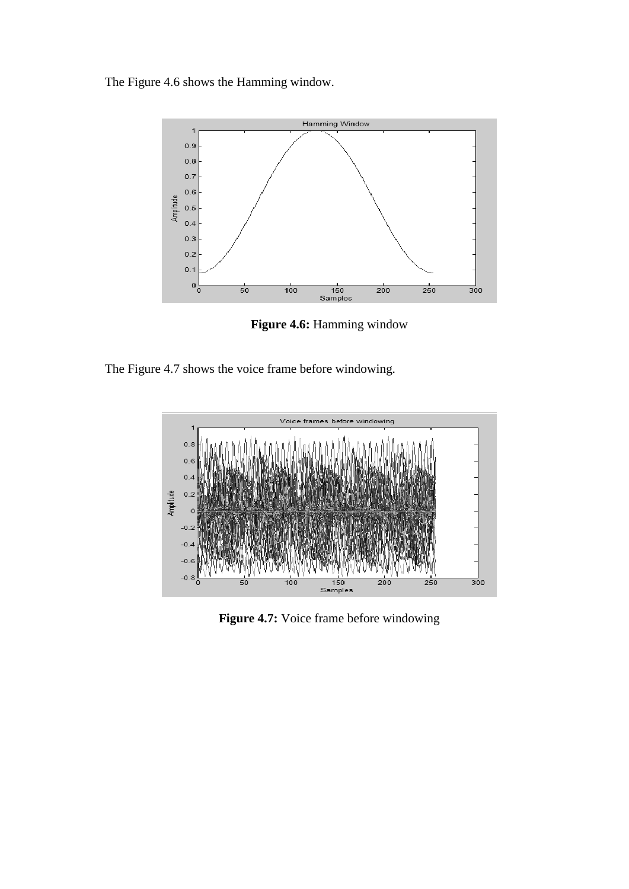The Figure 4.6 shows the Hamming window.

**Figure 4.6:** Hamming window

The Figure 4.7 shows the voice frame before windowing.

**Figure 4.7:** Voice frame before windowing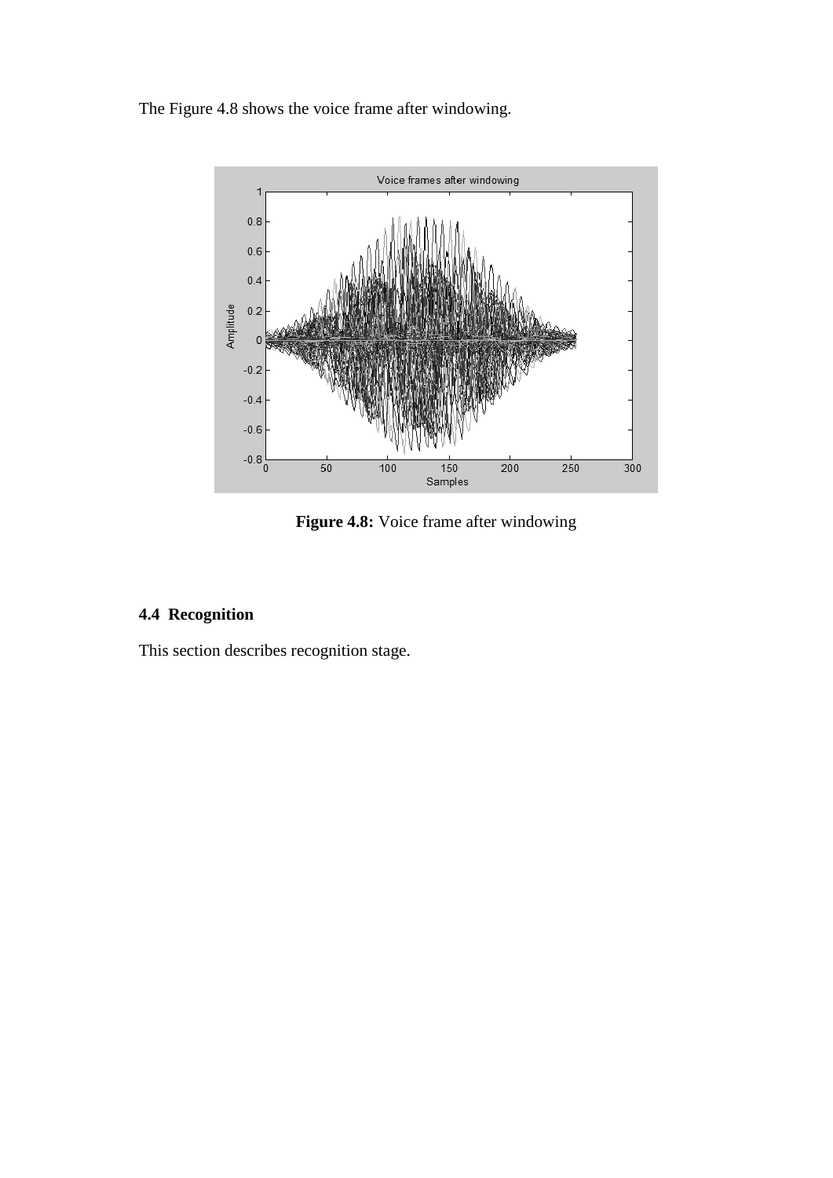The Figure 4.8 shows the voice frame after windowing.

**Figure 4.8:** Voice frame after windowing

### 4.4 Recognition

This section describes recognition stage.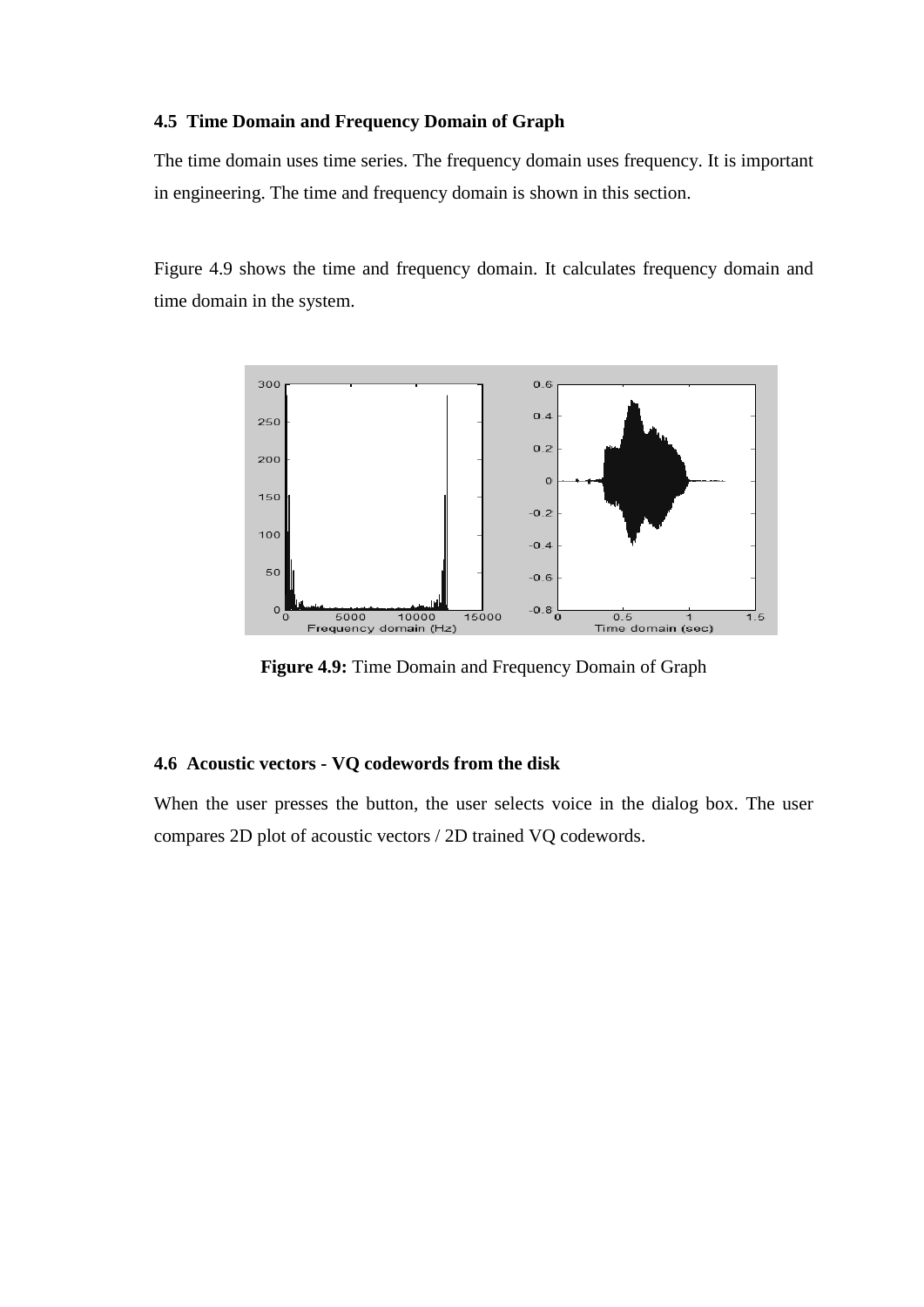### 4.5 Time Domain and Frequency Domain of Graph

The time domain uses time series. The frequency domain uses frequency. It is important in engineering. The time and frequency domain is shown in this section.

Figure 4.9 shows the time and frequency domain. It calculates frequency domain and time domain in the system.

**Figure 4.9:** Time Domain and Frequency Domain of Graph

### 4.6 Acoustic vectors - VQ codewords from the disk

When the user presses the button, the user selects voice in the dialog box. The user compares 2D plot of acoustic vectors / 2D trained VQ codewords.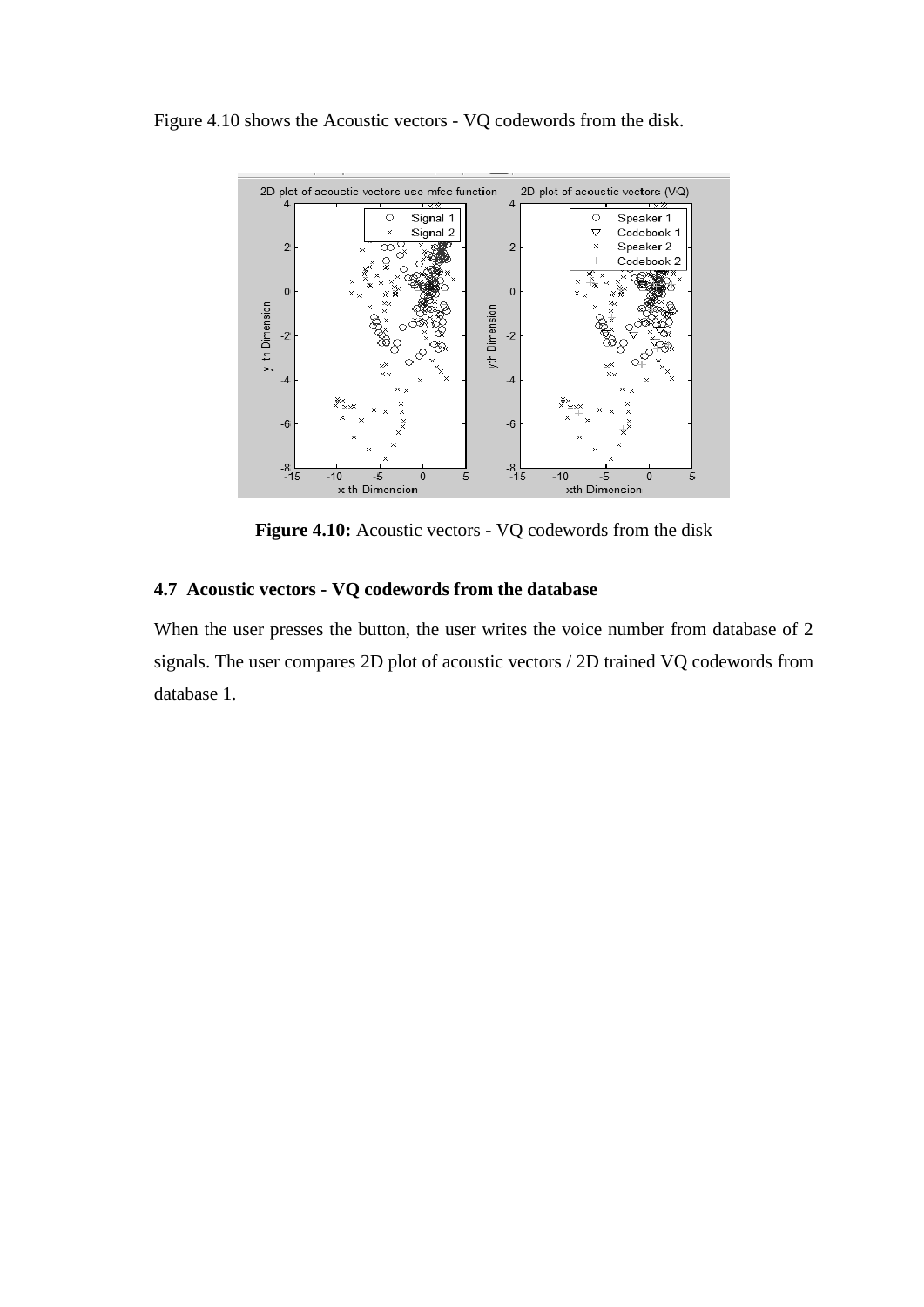Figure 4.10 shows the Acoustic vectors - VQ codewords from the disk.

**Figure 4.10:** Acoustic vectors - VQ codewords from the disk

### 4.7 Acoustic vectors - VQ codewords from the database

When the user presses the button, the user writes the voice number from database of 2 signals. The user compares 2D plot of acoustic vectors / 2D trained VQ codewords from database 1.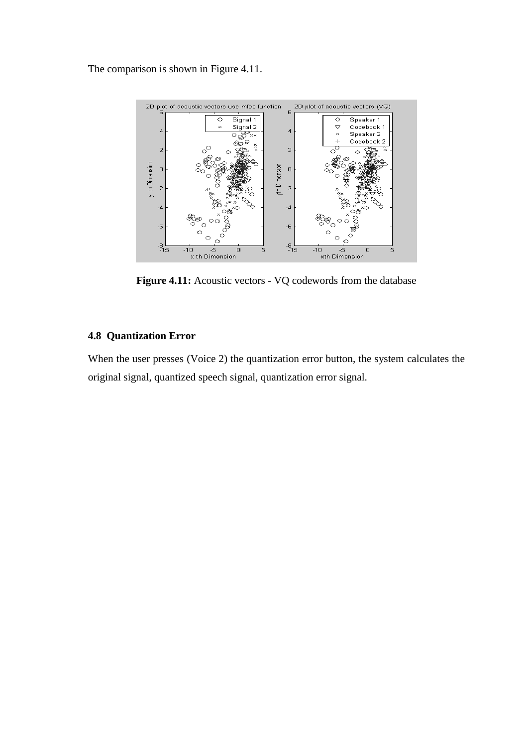The comparison is shown in Figure 4.11.

**Figure 4.11:** Acoustic vectors - VQ codewords from the database

### 4.8 Quantization Error

When the user presses (Voice 2) the quantization error button, the system calculates the original signal, quantized speech signal, quantization error signal.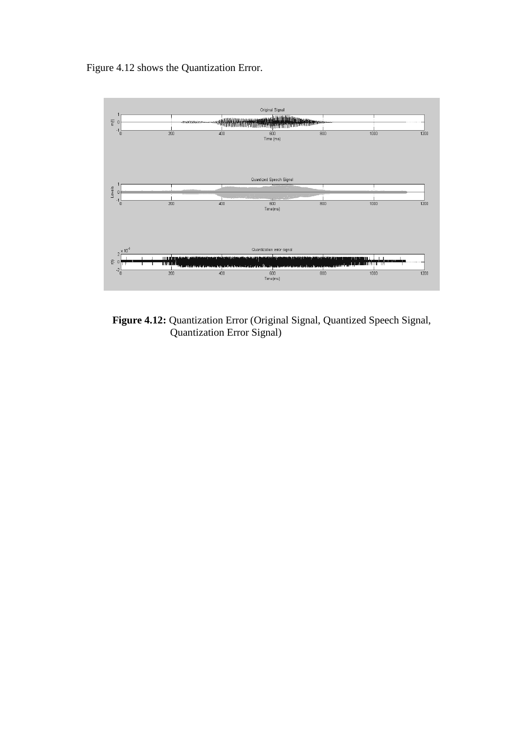Figure 4.12 shows the Quantization Error.

**Figure 4.12:** Quantization Error (Original Signal, Quantized Speech Signal, Quantization Error Signal)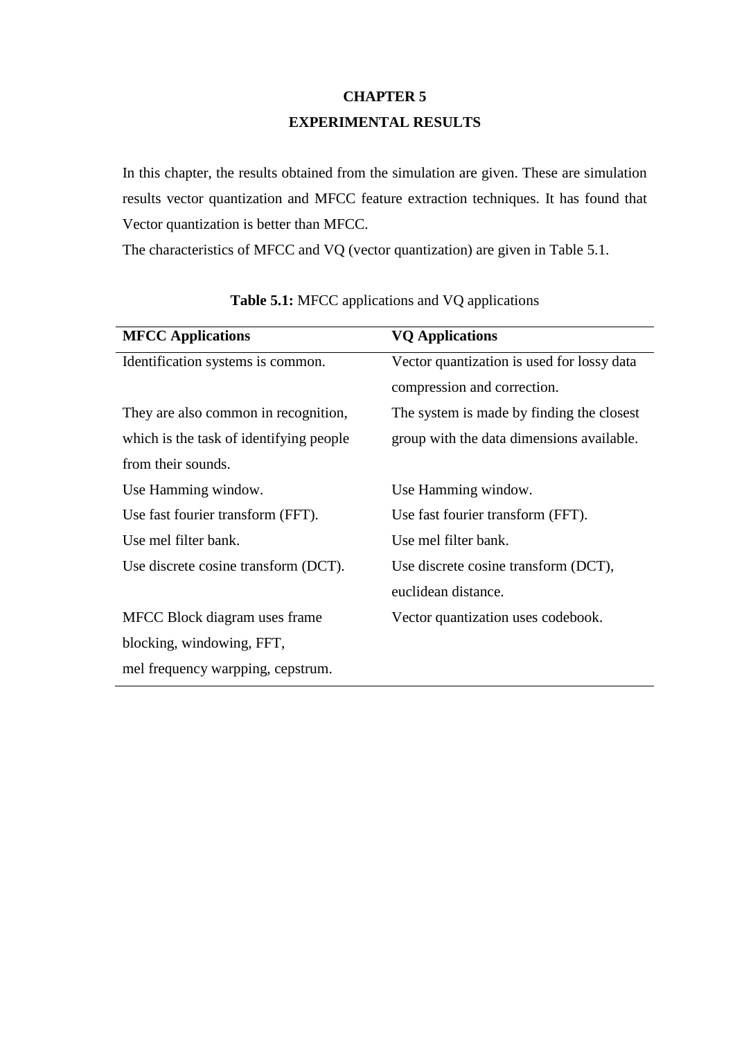# CHAPTER 5
# EXPERIMENTAL RESULTS

In this chapter, the results obtained from the simulation are given. These are simulation results vector quantization and MFCC feature extraction techniques. It has found that Vector quantization is better than MFCC.

The characteristics of MFCC and VQ (vector quantization) are given in Table 5.1.

**Table 5.1:** MFCC applications and VQ applications

| MFCC Applications | VQ Applications |
|---|---|
| Identification systems is common. | Vector quantization is used for lossy data compression and correction. |
| They are also common in recognition, which is the task of identifying people from their sounds. | The system is made by finding the closest group with the data dimensions available. |
| Use Hamming window. | Use Hamming window. |
| Use fast fourier transform (FFT). | Use fast fourier transform (FFT). |
| Use mel filter bank. | Use mel filter bank. |
| Use discrete cosine transform (DCT). | Use discrete cosine transform (DCT), euclidean distance. |
| MFCC Block diagram uses frame blocking, windowing, FFT, mel frequency warpping, cepstrum. | Vector quantization uses codebook. |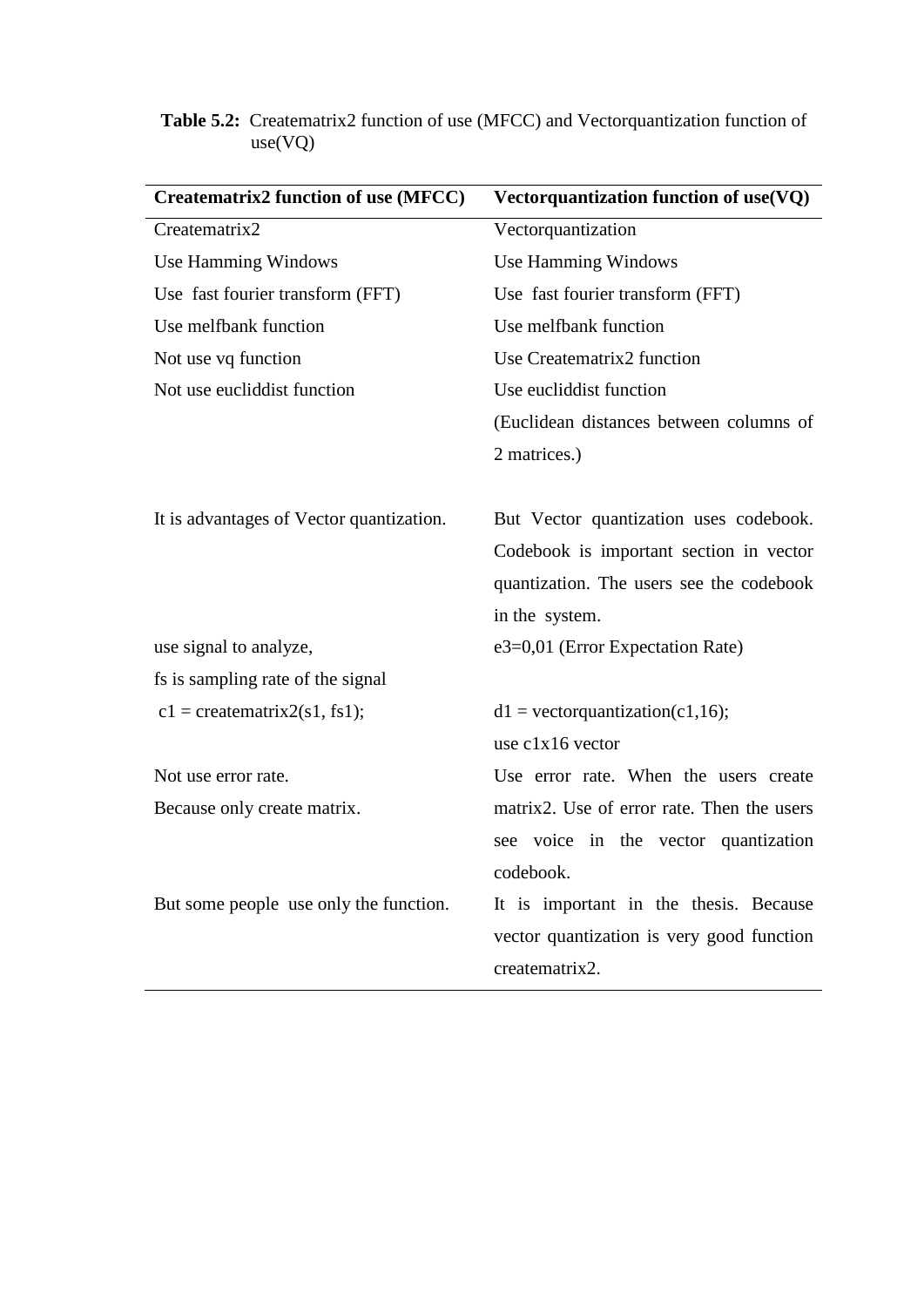**Table 5.2:** Creatematrix2 function of use (MFCC) and Vectorquantization function of use(VQ)

| Creatematrix2 function of use (MFCC) | Vectorquantization function of use(VQ) |
|---|---|
| Creatematrix2 | Vectorquantization |
| Use Hamming Windows | Use Hamming Windows |
| Use fast fourier transform (FFT) | Use fast fourier transform (FFT) |
| Use melfbank function | Use melfbank function |
| Not use vq function | Use Creatematrix2 function |
| Not use eucliddist function | Use eucliddist function (Euclidean distances between columns of 2 matrices.) |
| It is advantages of Vector quantization. | But Vector quantization uses codebook. Codebook is important section in vector quantization. The users see the codebook in the system. |
| use signal to analyze, fs is sampling rate of the signal | e3=0,01 (Error Expectation Rate) |
| c1 = creatematrix2(s1, fs1); | d1 = vectorquantization(c1,16); use c1x16 vector |
| Not use error rate. Because only create matrix. | Use error rate. When the users create matrix2. Use of error rate. Then the users see voice in the vector quantization codebook. |
| But some people use only the function. | It is important in the thesis. Because vector quantization is very good function creatematrix2. |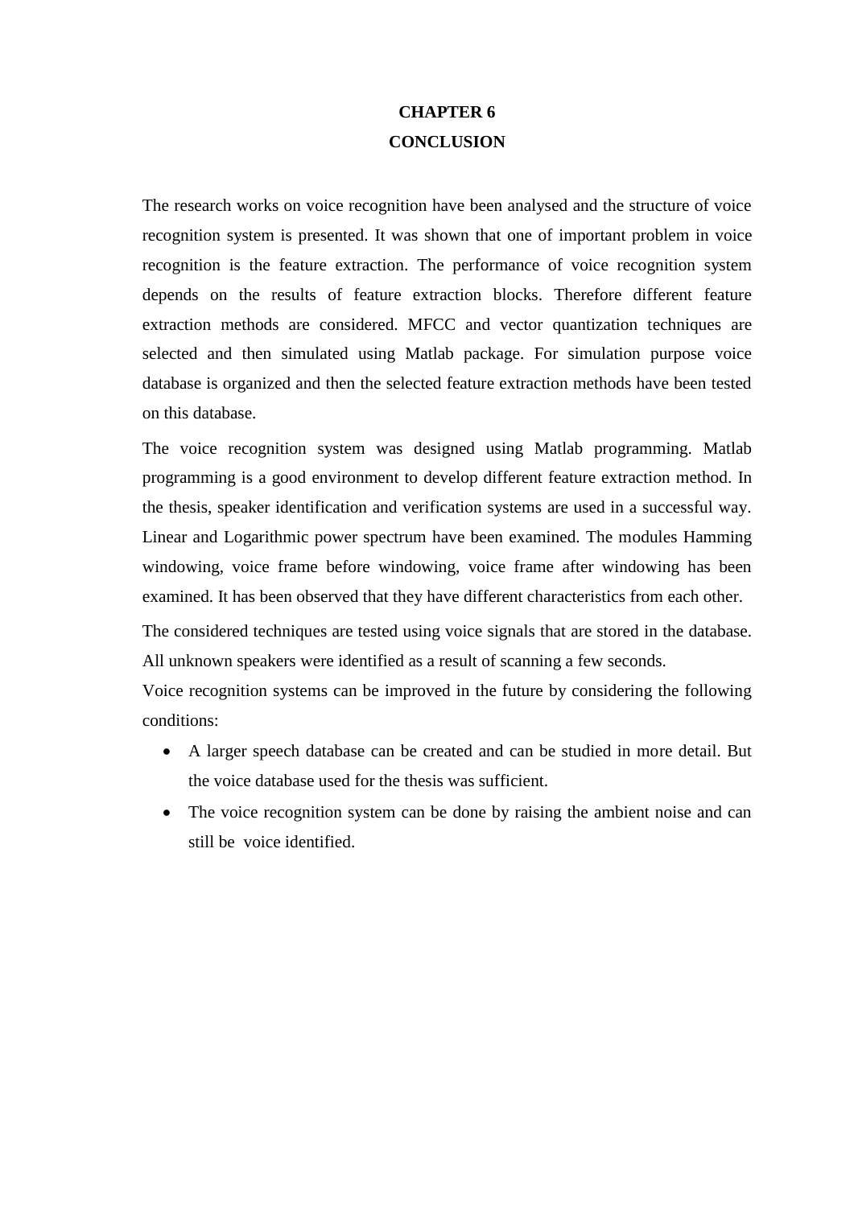# CHAPTER 6
# CONCLUSION

The research works on voice recognition have been analysed and the structure of voice recognition system is presented. It was shown that one of important problem in voice recognition is the feature extraction. The performance of voice recognition system depends on the results of feature extraction blocks. Therefore different feature extraction methods are considered. MFCC and vector quantization techniques are selected and then simulated using Matlab package. For simulation purpose voice database is organized and then the selected feature extraction methods have been tested on this database.

The voice recognition system was designed using Matlab programming. Matlab programming is a good environment to develop different feature extraction method. In the thesis, speaker identification and verification systems are used in a successful way. Linear and Logarithmic power spectrum have been examined. The modules Hamming windowing, voice frame before windowing, voice frame after windowing has been examined. It has been observed that they have different characteristics from each other.

The considered techniques are tested using voice signals that are stored in the database. All unknown speakers were identified as a result of scanning a few seconds.

Voice recognition systems can be improved in the future by considering the following conditions:

- A larger speech database can be created and can be studied in more detail. But the voice database used for the thesis was sufficient.
- The voice recognition system can be done by raising the ambient noise and can still be voice identified.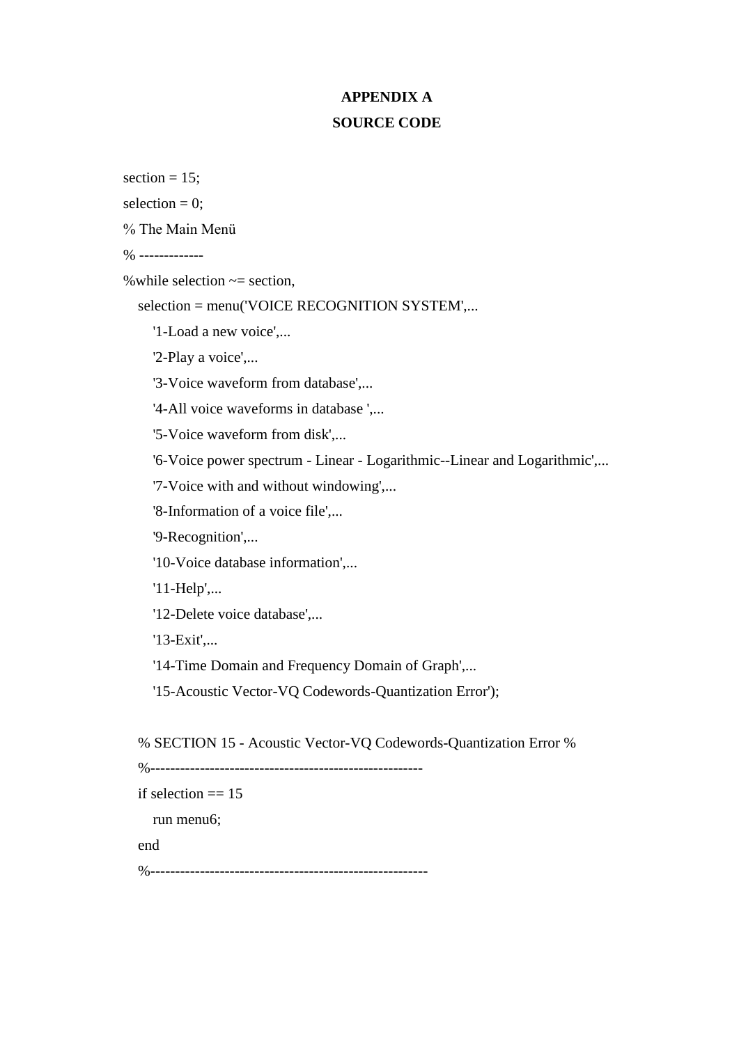# APPENDIX A

# SOURCE CODE

```
section = 15;
selection = 0;
% The Main Menü
% -------------
%while selection ~= section,
    selection = menu('VOICE RECOGNITION SYSTEM',...
        '1-Load a new voice',...
        '2-Play a voice',...
        '3-Voice waveform from database',...
        '4-All voice waveforms in database ',...
        '5-Voice waveform from disk',...
        '6-Voice power spectrum - Linear - Logarithmic--Linear and Logarithmic',...
        '7-Voice with and without windowing',...
        '8-Information of a voice file',...
        '9-Recognition',...
        '10-Voice database information',...
        '11-Help',...
        '12-Delete voice database',...
        '13-Exit',...
        '14-Time Domain and Frequency Domain of Graph',...
        '15-Acoustic Vector-VQ Codewords-Quantization Error');

    % SECTION 15 - Acoustic Vector-VQ Codewords-Quantization Error %
    %-------------------------------------------------------
    if selection == 15
        run menu6;
    end
    %--------------------------------------------------------
```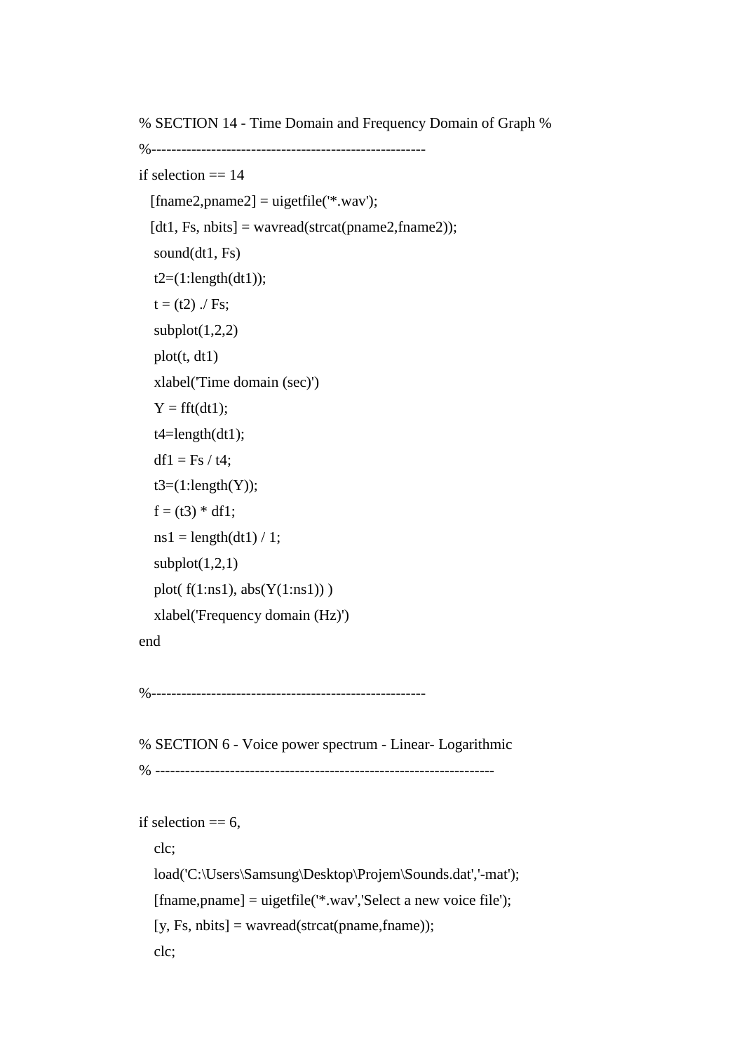```
% SECTION 14 - Time Domain and Frequency Domain of Graph %
%-------------------------------------------------------
if selection == 14
   [fname2,pname2] = uigetfile('*.wav');
   [dt1, Fs, nbits] = wavread(strcat(pname2,fname2));
    sound(dt1, Fs)
    t2=(1:length(dt1));
    t = (t2) ./ Fs;
    subplot(1,2,2)
    plot(t, dt1)
    xlabel('Time domain (sec)')
    Y = fft(dt1);
    t4=length(dt1);
    df1 = Fs / t4;
    t3=(1:length(Y));
    f = (t3) * df1;
    ns1 = length(dt1) / 1;
    subplot(1,2,1)
    plot( f(1:ns1), abs(Y(1:ns1)) )
    xlabel('Frequency domain (Hz)')
end

%-------------------------------------------------------

% SECTION 6 - Voice power spectrum - Linear- Logarithmic
% -------------------------------------------------------------------

if selection == 6,
    clc;
    load('C:\Users\Samsung\Desktop\Projem\Sounds.dat','-mat');
    [fname,pname] = uigetfile('*.wav','Select a new voice file');
    [y, Fs, nbits] = wavread(strcat(pname,fname));
    clc;
```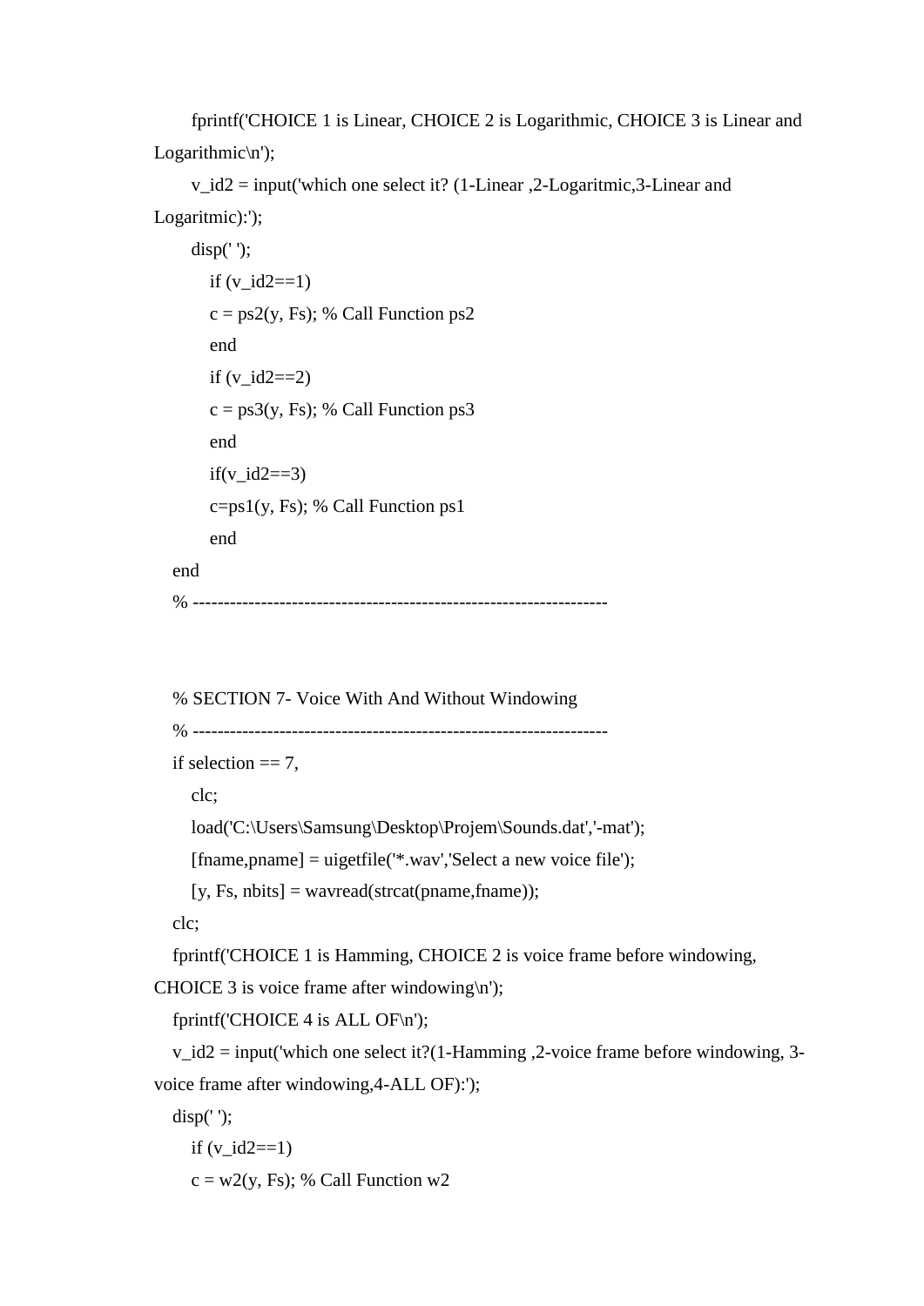```
        fprintf('CHOICE 1 is Linear, CHOICE 2 is Logarithmic, CHOICE 3 is Linear and Logarithmic\n');
        v_id2 = input('which one select it? (1-Linear ,2-Logaritmic,3-Linear and Logaritmic):');
        disp(' ');
          if (v_id2==1)
          c = ps2(y, Fs); % Call Function ps2
          end
          if (v_id2==2)
          c = ps3(y, Fs); % Call Function ps3
          end
          if(v_id2==3)
          c=ps1(y, Fs); % Call Function ps1
          end
    end
    % ------------------------------------------------------------------


    % SECTION 7- Voice With And Without Windowing
    % ------------------------------------------------------------------
    if selection == 7,
        clc;
        load('C:\Users\Samsung\Desktop\Projem\Sounds.dat','-mat');
        [fname,pname] = uigetfile('*.wav','Select a new voice file');
        [y, Fs, nbits] = wavread(strcat(pname,fname));
    clc;
    fprintf('CHOICE 1 is Hamming, CHOICE 2 is voice frame before windowing, CHOICE 3 is voice frame after windowing\n');
    fprintf('CHOICE 4 is ALL OF\n');
    v_id2 = input('which one select it?(1-Hamming ,2-voice frame before windowing, 3-voice frame after windowing,4-ALL OF):');
    disp(' ');
        if (v_id2==1)
        c = w2(y, Fs); % Call Function w2
```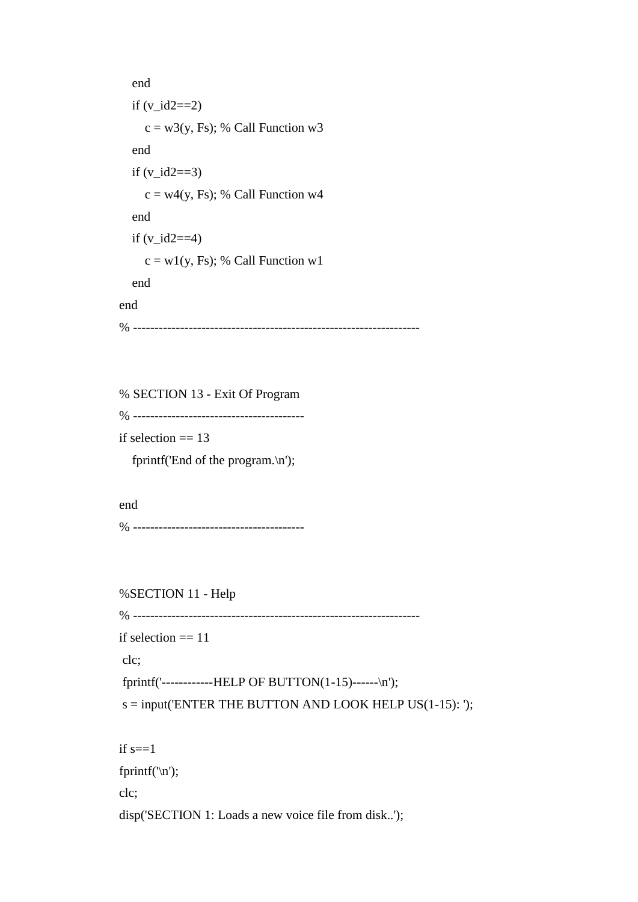```
    end
    if (v_id2==2)
        c = w3(y, Fs); % Call Function w3
    end
    if (v_id2==3)
        c = w4(y, Fs); % Call Function w4
    end
    if (v_id2==4)
        c = w1(y, Fs); % Call Function w1
    end
end
% ------------------------------------------------------------------


% SECTION 13 - Exit Of Program
% ---------------------------------------
if selection == 13
    fprintf('End of the program.\n');

end
% ---------------------------------------


%SECTION 11 - Help
% ------------------------------------------------------------------
if selection == 11
 clc;
 fprintf('------------HELP OF BUTTON(1-15)------\n');
 s = input('ENTER THE BUTTON AND LOOK HELP US(1-15): ');

if s==1
fprintf('\n');
clc;
disp('SECTION 1: Loads a new voice file from disk..');
```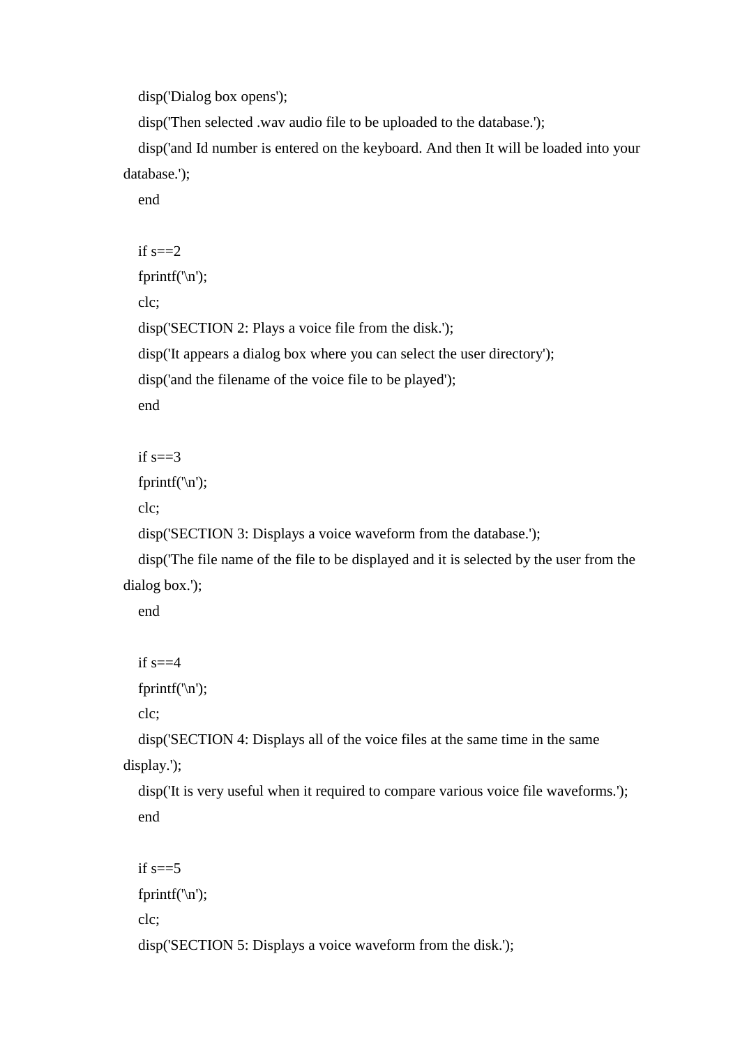```
disp('Dialog box opens');
disp('Then selected .wav audio file to be uploaded to the database.');
disp('and Id number is entered on the keyboard. And then It will be loaded into your database.');
end

if s==2
fprintf('\n');
clc;
disp('SECTION 2: Plays a voice file from the disk.');
disp('It appears a dialog box where you can select the user directory');
disp('and the filename of the voice file to be played');
end

if s==3
fprintf('\n');
clc;
disp('SECTION 3: Displays a voice waveform from the database.');
disp('The file name of the file to be displayed and it is selected by the user from the dialog box.');
end

if s==4
fprintf('\n');
clc;
disp('SECTION 4: Displays all of the voice files at the same time in the same display.');
disp('It is very useful when it required to compare various voice file waveforms.');
end

if s==5
fprintf('\n');
clc;
disp('SECTION 5: Displays a voice waveform from the disk.');
```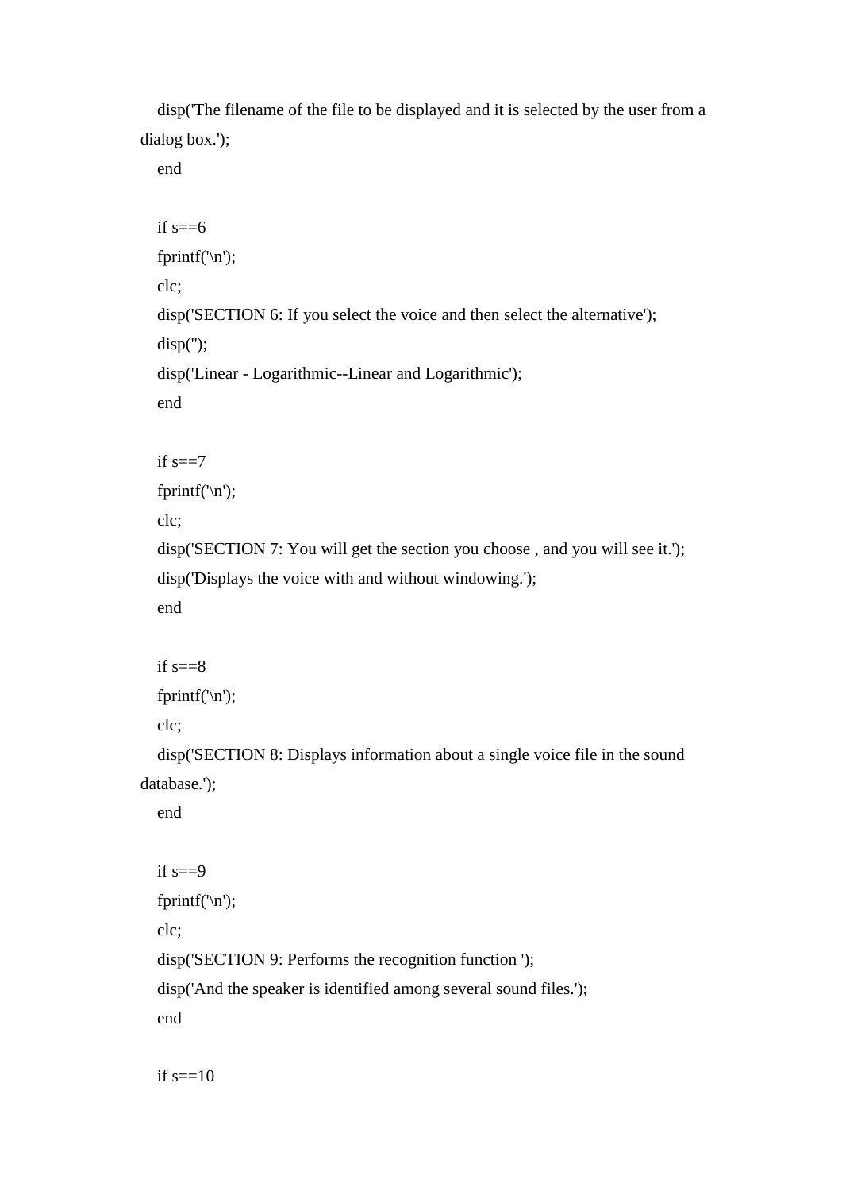```
disp('The filename of the file to be displayed and it is selected by the user from a dialog box.');
end

if s==6
fprintf('\n');
clc;
disp('SECTION 6: If you select the voice and then select the alternative');
disp('');
disp('Linear - Logarithmic--Linear and Logarithmic');
end

if s==7
fprintf('\n');
clc;
disp('SECTION 7: You will get the section you choose , and you will see it.');
disp('Displays the voice with and without windowing.');
end

if s==8
fprintf('\n');
clc;
disp('SECTION 8: Displays information about a single voice file in the sound database.');
end

if s==9
fprintf('\n');
clc;
disp('SECTION 9: Performs the recognition function ');
disp('And the speaker is identified among several sound files.');
end

if s==10
```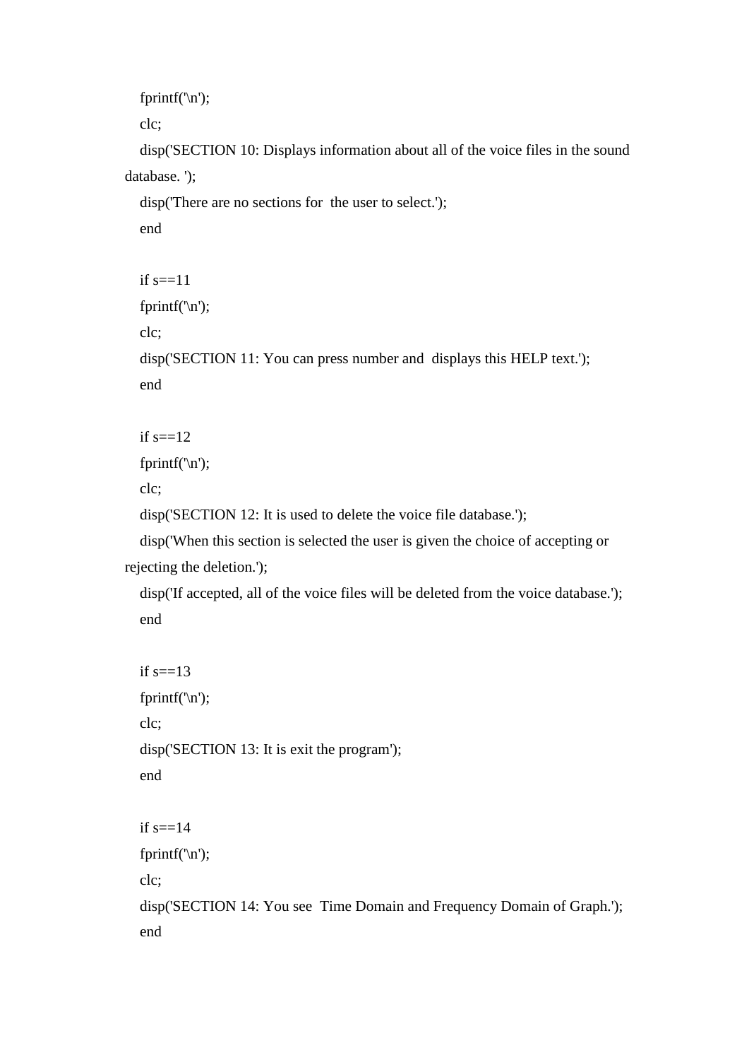```
    fprintf('\n');
    clc;
    disp('SECTION 10: Displays information about all of the voice files in the sound database. ');
    disp('There are no sections for  the user to select.');
    end

    if s==11
    fprintf('\n');
    clc;
    disp('SECTION 11: You can press number and  displays this HELP text.');
    end

    if s==12
    fprintf('\n');
    clc;
    disp('SECTION 12: It is used to delete the voice file database.');
    disp('When this section is selected the user is given the choice of accepting or rejecting the deletion.');
    disp('If accepted, all of the voice files will be deleted from the voice database.');
    end

    if s==13
    fprintf('\n');
    clc;
    disp('SECTION 13: It is exit the program');
    end

    if s==14
    fprintf('\n');
    clc;
    disp('SECTION 14: You see  Time Domain and Frequency Domain of Graph.');
    end
```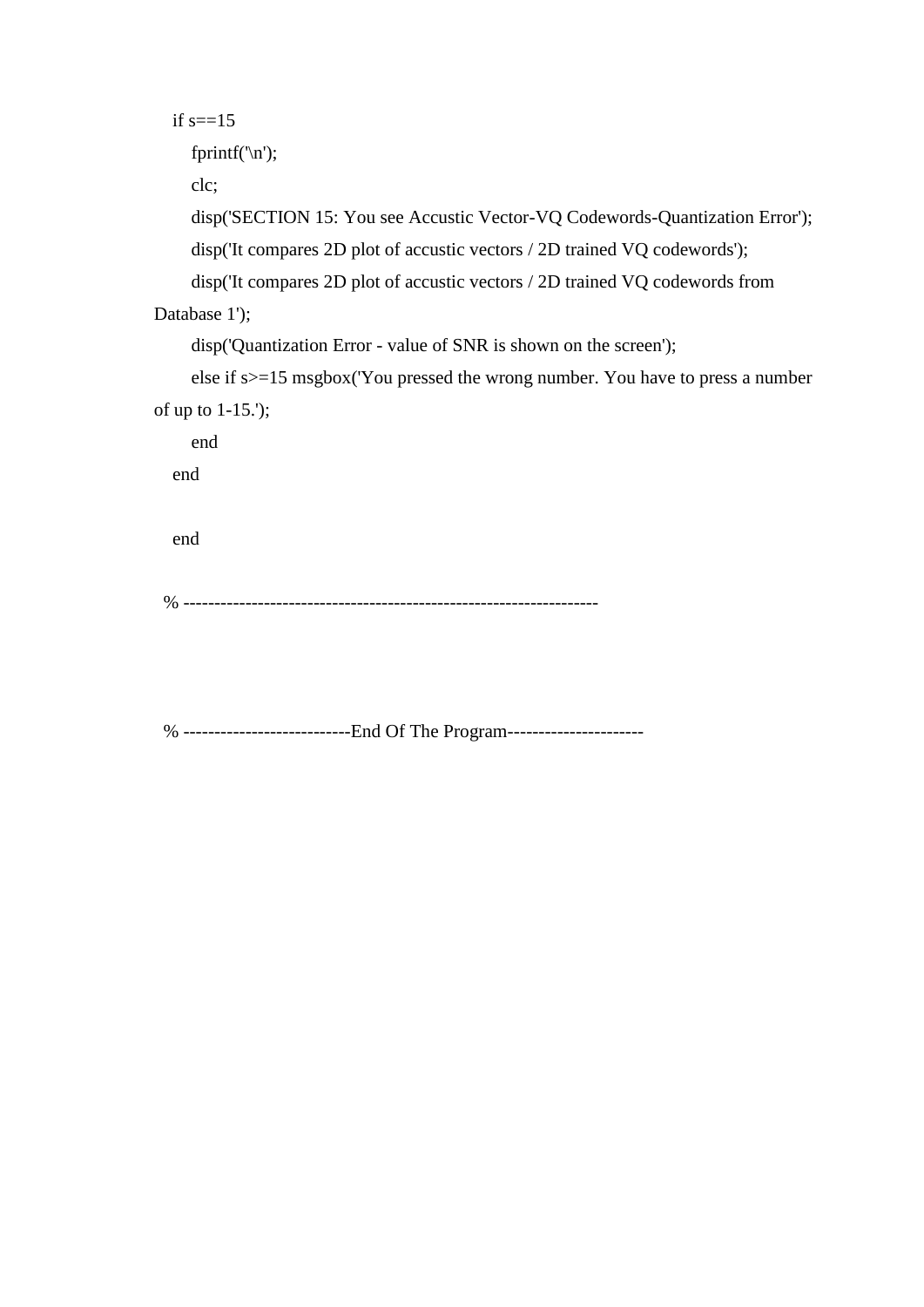```
    if s==15
        fprintf('\n');
        clc;
        disp('SECTION 15: You see Accustic Vector-VQ Codewords-Quantization Error');
        disp('It compares 2D plot of accustic vectors / 2D trained VQ codewords');
        disp('It compares 2D plot of accustic vectors / 2D trained VQ codewords from Database 1');
        disp('Quantization Error - value of SNR is shown on the screen');
        else if s>=15 msgbox('You pressed the wrong number. You have to press a number of up to 1-15.');
        end
    end


    end

  % ------------------------------------------------------------------




  % --------------------------End Of The Program----------------------
```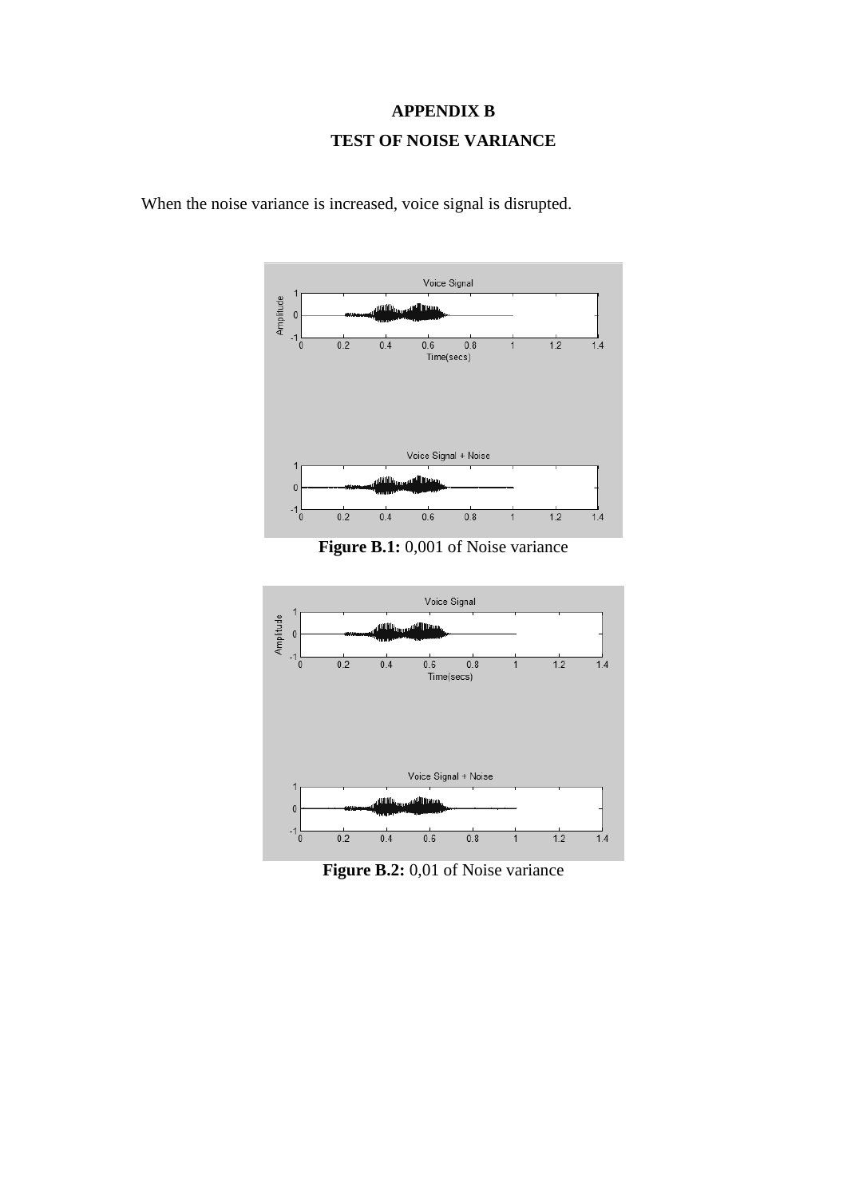# APPENDIX B

## TEST OF NOISE VARIANCE

When the noise variance is increased, voice signal is disrupted.

**Figure B.1:** 0,001 of Noise variance

**Figure B.2:** 0,01 of Noise variance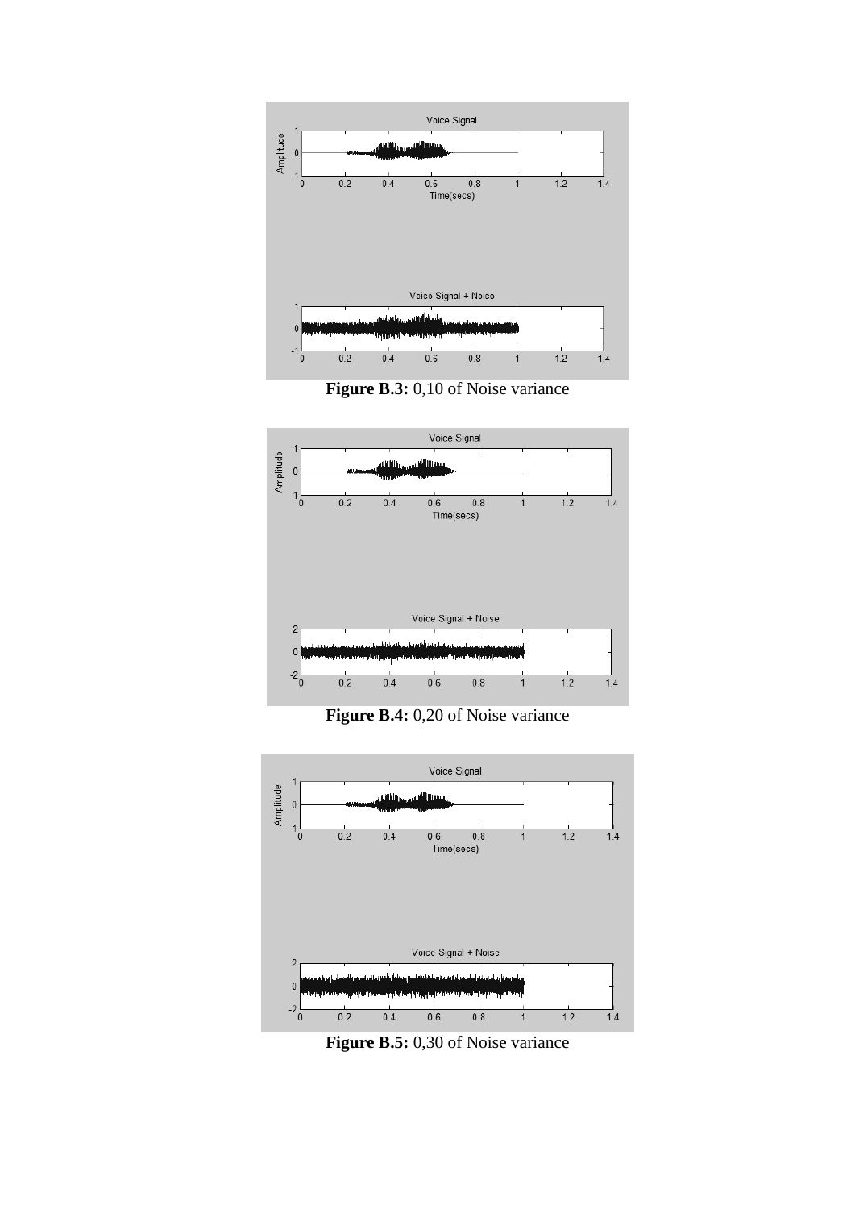**Figure B.3:** 0,10 of Noise variance

**Figure B.4:** 0,20 of Noise variance

**Figure B.5:** 0,30 of Noise variance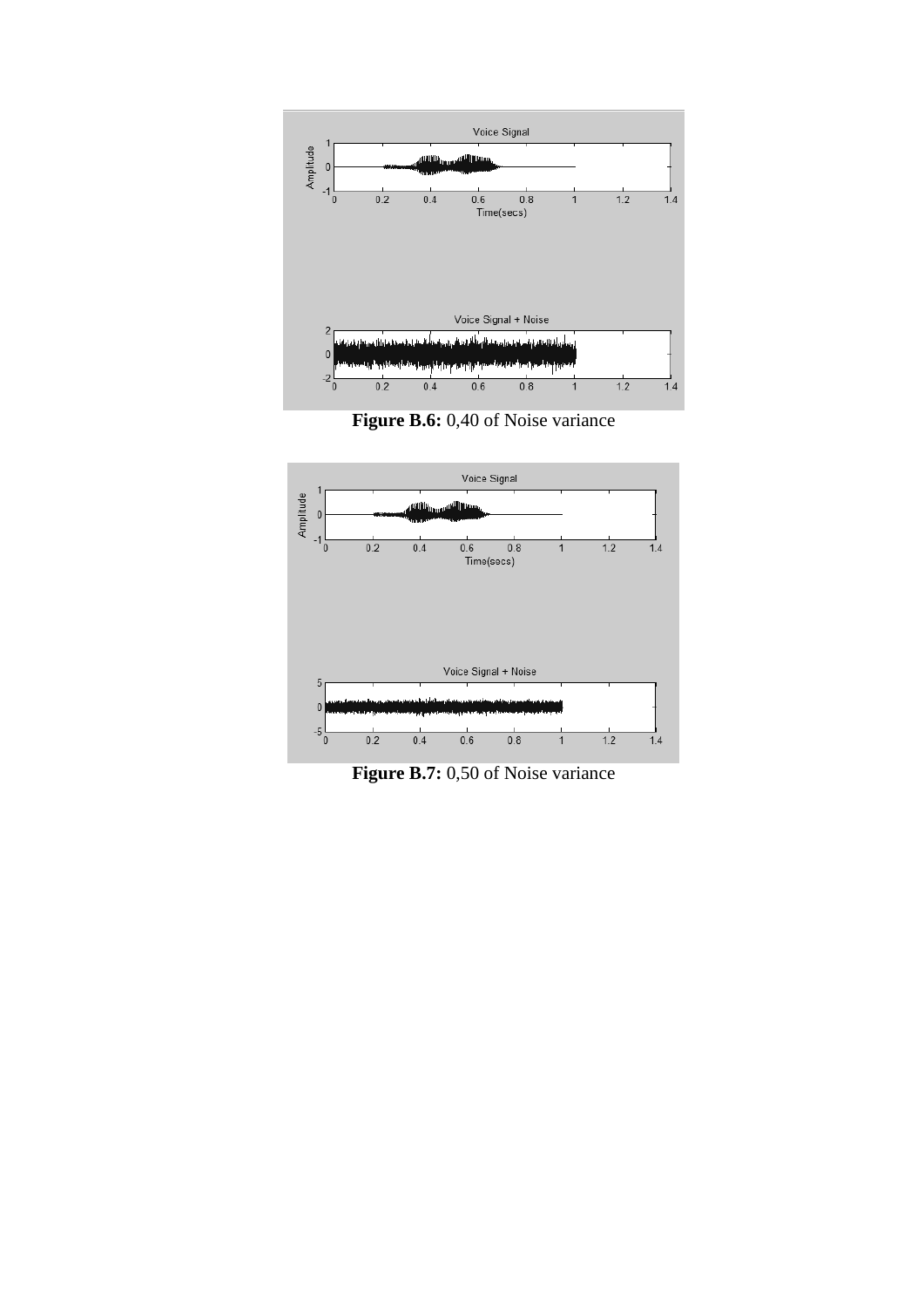Voice Signal

Amplitude

1

0

-1

0 0.2 0.4 0.6 0.8 1 1.2 1.4

Time(secs)

Voice Signal + Noise

2

0

-2

0 0.2 0.4 0.6 0.8 1 1.2 1.4

**Figure B.6:** 0,40 of Noise variance

Voice Signal

Amplitude

1

0

-1

0 0.2 0.4 0.6 0.8 1 1.2 1.4

Time(secs)

Voice Signal + Noise

5

0

-5

0 0.2 0.4 0.6 0.8 1 1.2 1.4

**Figure B.7:** 0,50 of Noise variance